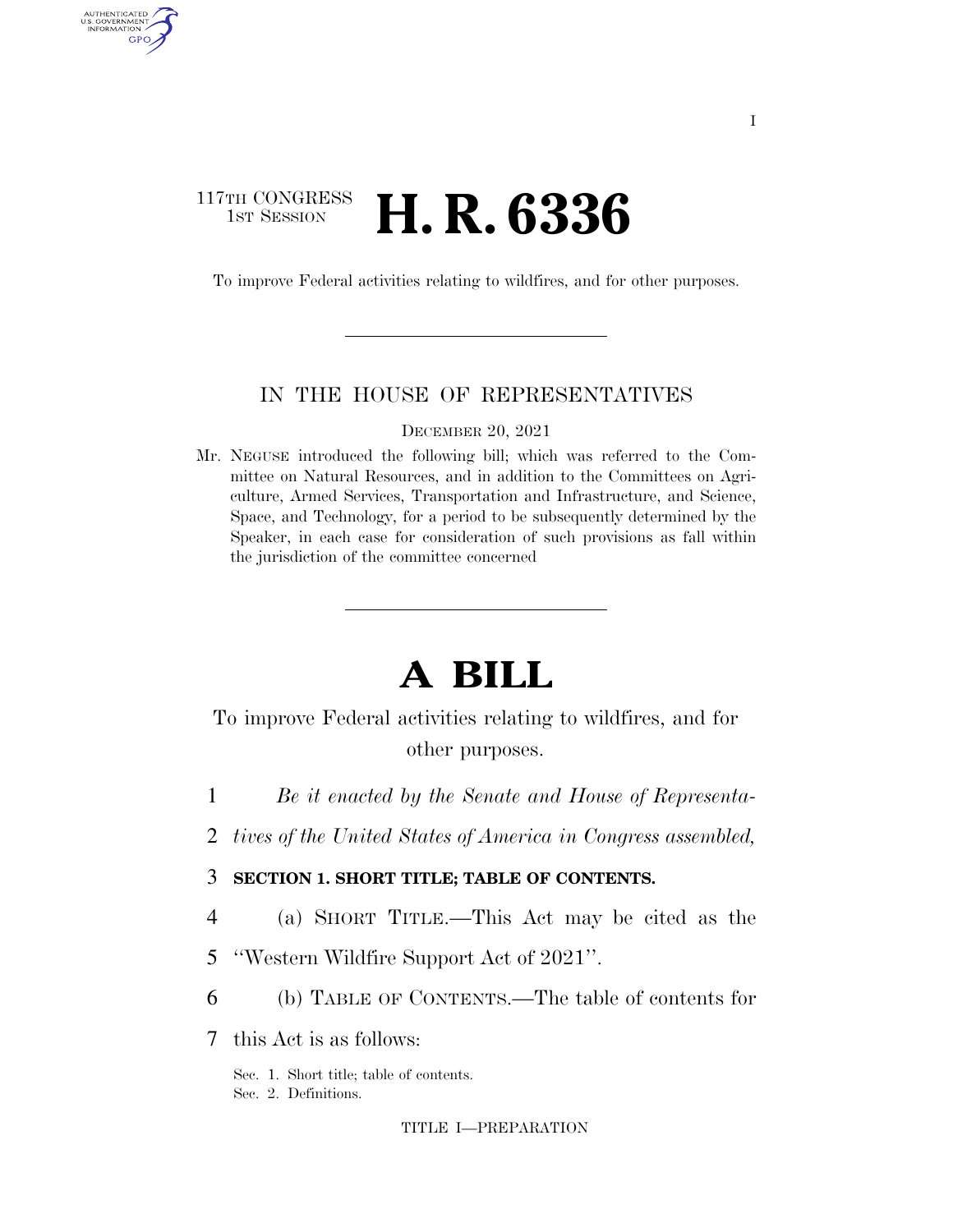117TH CONGRESS
1ST SESSION

# H. R. 6336

To improve Federal activities relating to wildfires, and for other purposes.

---

IN THE HOUSE OF REPRESENTATIVES

DECEMBER 20, 2021

Mr. NEGUSE introduced the following bill; which was referred to the Committee on Natural Resources, and in addition to the Committees on Agriculture, Armed Services, Transportation and Infrastructure, and Science, Space, and Technology, for a period to be subsequently determined by the Speaker, in each case for consideration of such provisions as fall within the jurisdiction of the committee concerned

---

# A BILL

To improve Federal activities relating to wildfires, and for other purposes.

*Be it enacted by the Senate and House of Representatives of the United States of America in Congress assembled,*

**SECTION 1. SHORT TITLE; TABLE OF CONTENTS.**

(a) SHORT TITLE.—This Act may be cited as the "Western Wildfire Support Act of 2021".

(b) TABLE OF CONTENTS.—The table of contents for this Act is as follows:

Sec. 1. Short title; table of contents.
Sec. 2. Definitions.

TITLE I—PREPARATION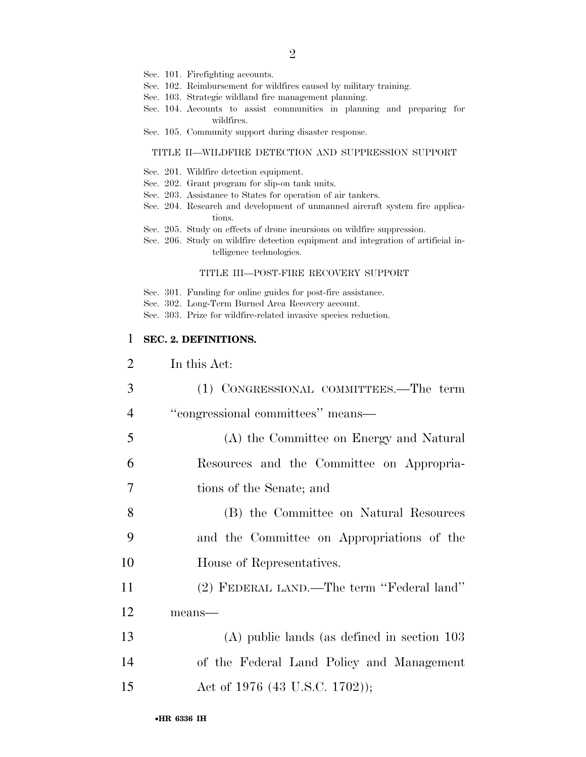Sec. 101. Firefighting accounts.
Sec. 102. Reimbursement for wildfires caused by military training.
Sec. 103. Strategic wildland fire management planning.
Sec. 104. Accounts to assist communities in planning and preparing for wildfires.
Sec. 105. Community support during disaster response.

TITLE II—WILDFIRE DETECTION AND SUPPRESSION SUPPORT

Sec. 201. Wildfire detection equipment.
Sec. 202. Grant program for slip-on tank units.
Sec. 203. Assistance to States for operation of air tankers.
Sec. 204. Research and development of unmanned aircraft system fire applications.
Sec. 205. Study on effects of drone incursions on wildfire suppression.
Sec. 206. Study on wildfire detection equipment and integration of artificial intelligence technologies.

TITLE III—POST-FIRE RECOVERY SUPPORT

Sec. 301. Funding for online guides for post-fire assistance.
Sec. 302. Long-Term Burned Area Recovery account.
Sec. 303. Prize for wildfire-related invasive species reduction.

**SEC. 2. DEFINITIONS.**

In this Act:

(1) CONGRESSIONAL COMMITTEES.—The term ''congressional committees'' means—

(A) the Committee on Energy and Natural Resources and the Committee on Appropriations of the Senate; and

(B) the Committee on Natural Resources and the Committee on Appropriations of the House of Representatives.

(2) FEDERAL LAND.—The term ''Federal land'' means—

(A) public lands (as defined in section 103 of the Federal Land Policy and Management Act of 1976 (43 U.S.C. 1702));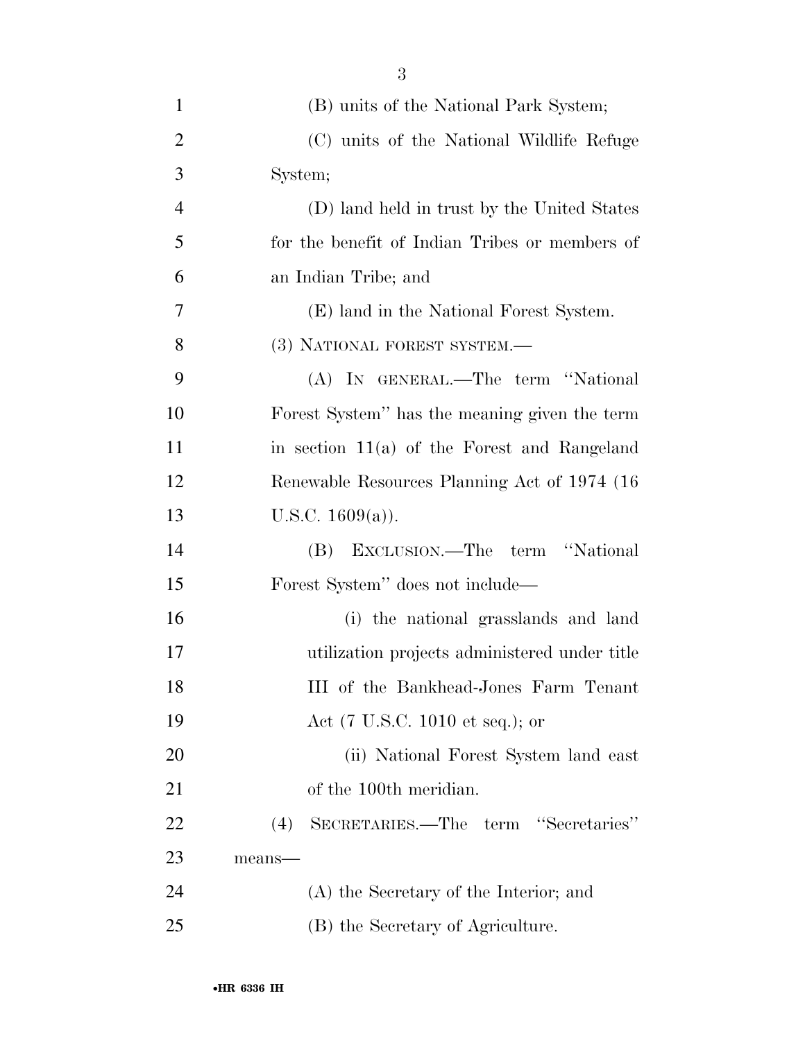(B) units of the National Park System;

(C) units of the National Wildlife Refuge System;

(D) land held in trust by the United States for the benefit of Indian Tribes or members of an Indian Tribe; and

(E) land in the National Forest System.

(3) NATIONAL FOREST SYSTEM.—

(A) IN GENERAL.—The term "National Forest System" has the meaning given the term in section 11(a) of the Forest and Rangeland Renewable Resources Planning Act of 1974 (16 U.S.C. 1609(a)).

(B) EXCLUSION.—The term "National Forest System" does not include—

(i) the national grasslands and land utilization projects administered under title III of the Bankhead-Jones Farm Tenant Act (7 U.S.C. 1010 et seq.); or

(ii) National Forest System land east of the 100th meridian.

(4) SECRETARIES.—The term "Secretaries" means—

(A) the Secretary of the Interior; and

(B) the Secretary of Agriculture.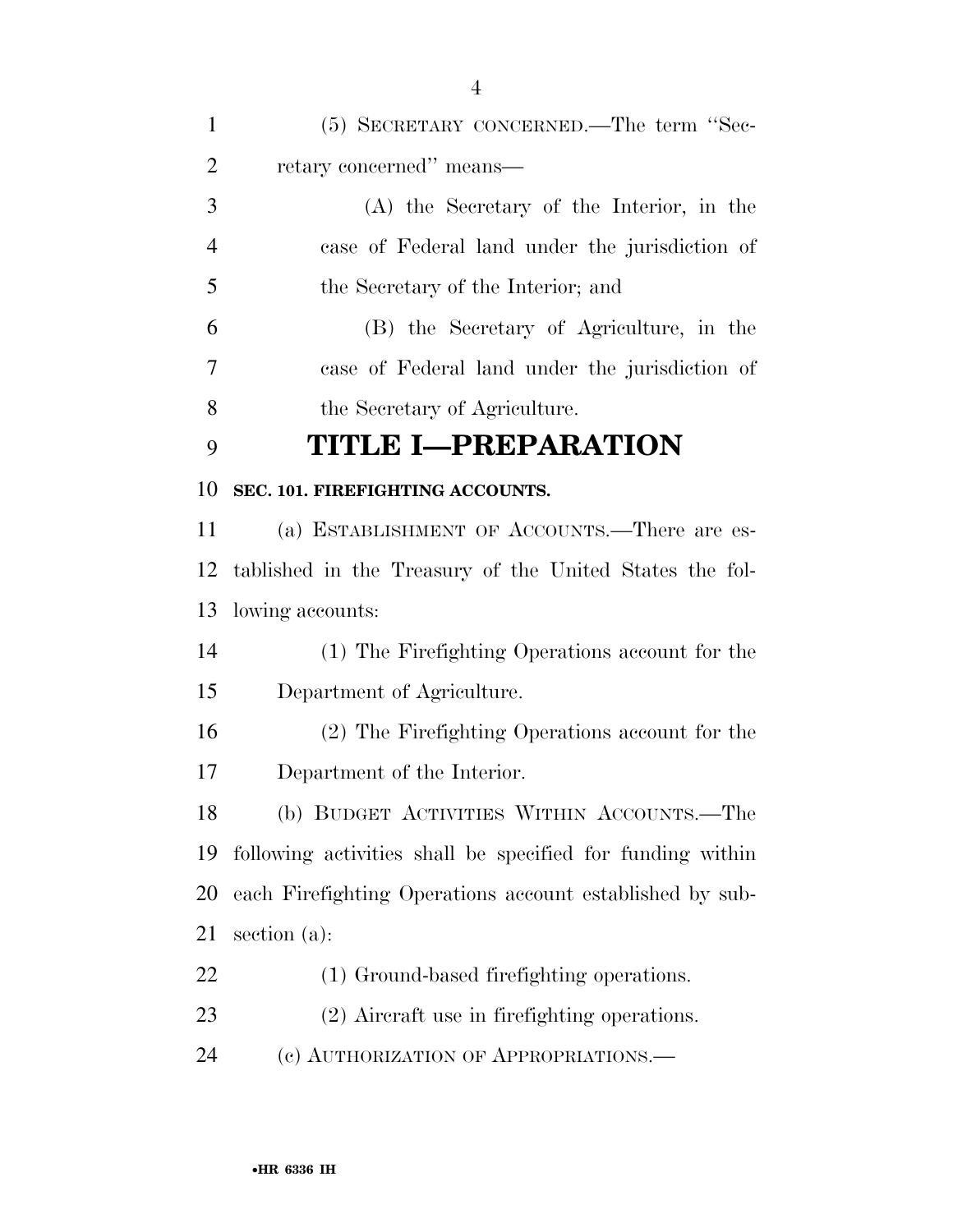(5) SECRETARY CONCERNED.—The term "Secretary concerned" means—

(A) the Secretary of the Interior, in the case of Federal land under the jurisdiction of the Secretary of the Interior; and

(B) the Secretary of Agriculture, in the case of Federal land under the jurisdiction of the Secretary of Agriculture.

# TITLE I—PREPARATION

**SEC. 101. FIREFIGHTING ACCOUNTS.**

(a) ESTABLISHMENT OF ACCOUNTS.—There are established in the Treasury of the United States the following accounts:

(1) The Firefighting Operations account for the Department of Agriculture.

(2) The Firefighting Operations account for the Department of the Interior.

(b) BUDGET ACTIVITIES WITHIN ACCOUNTS.—The following activities shall be specified for funding within each Firefighting Operations account established by subsection (a):

(1) Ground-based firefighting operations.

(2) Aircraft use in firefighting operations.

(c) AUTHORIZATION OF APPROPRIATIONS.—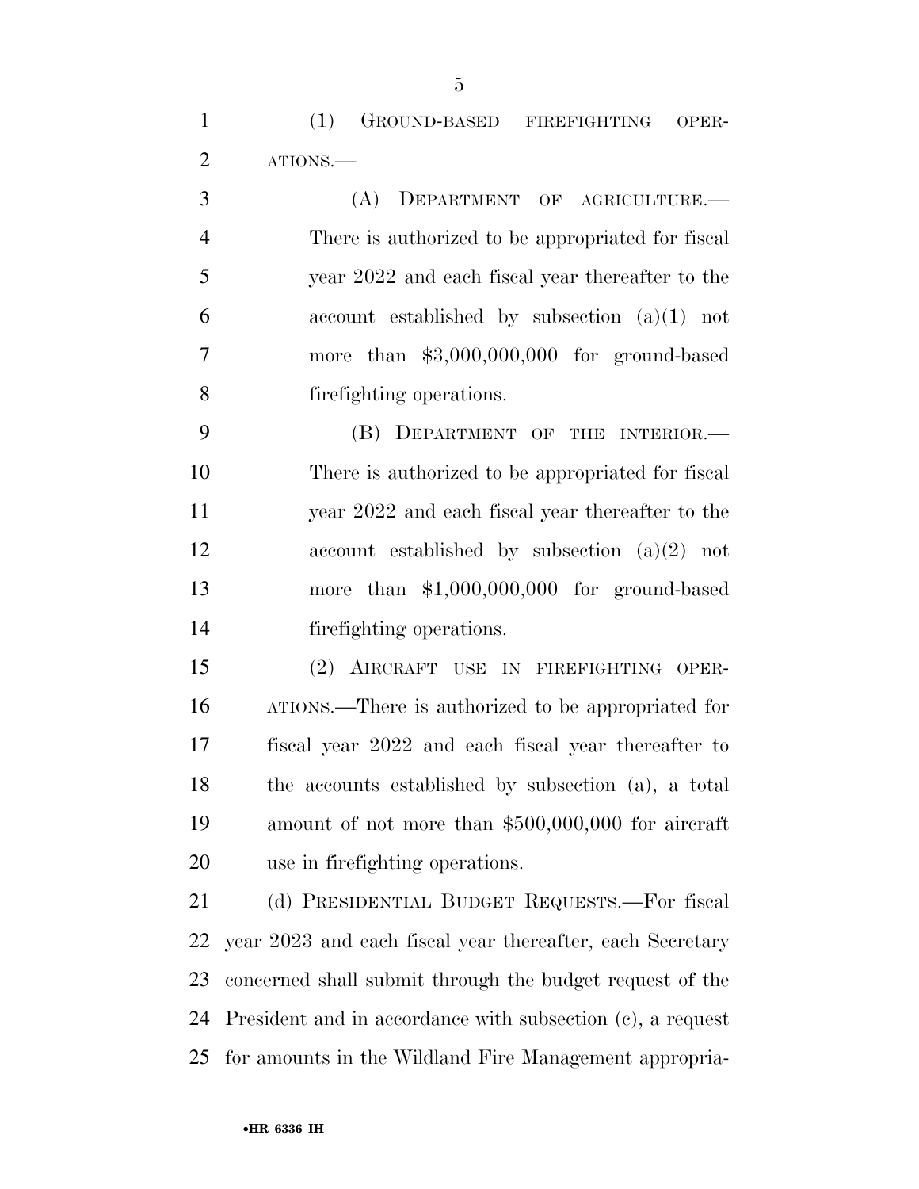(1) GROUND-BASED FIREFIGHTING OPERATIONS.—

(A) DEPARTMENT OF AGRICULTURE.—There is authorized to be appropriated for fiscal year 2022 and each fiscal year thereafter to the account established by subsection (a)(1) not more than $3,000,000,000 for ground-based firefighting operations.

(B) DEPARTMENT OF THE INTERIOR.—There is authorized to be appropriated for fiscal year 2022 and each fiscal year thereafter to the account established by subsection (a)(2) not more than $1,000,000,000 for ground-based firefighting operations.

(2) AIRCRAFT USE IN FIREFIGHTING OPERATIONS.—There is authorized to be appropriated for fiscal year 2022 and each fiscal year thereafter to the accounts established by subsection (a), a total amount of not more than $500,000,000 for aircraft use in firefighting operations.

(d) PRESIDENTIAL BUDGET REQUESTS.—For fiscal year 2023 and each fiscal year thereafter, each Secretary concerned shall submit through the budget request of the President and in accordance with subsection (c), a request for amounts in the Wildland Fire Management appropria-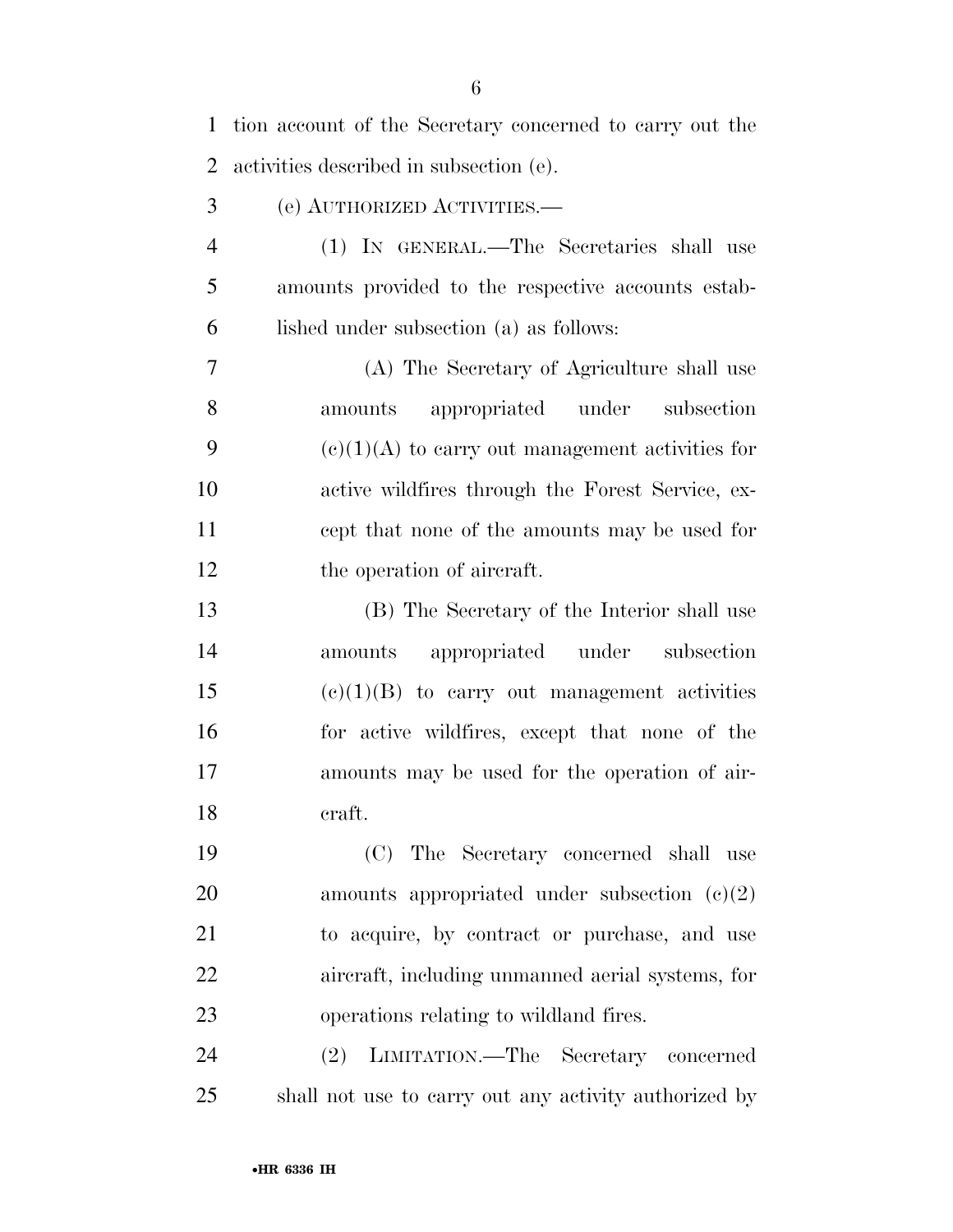tion account of the Secretary concerned to carry out the activities described in subsection (e).

(e) AUTHORIZED ACTIVITIES.—

(1) IN GENERAL.—The Secretaries shall use amounts provided to the respective accounts established under subsection (a) as follows:

(A) The Secretary of Agriculture shall use amounts appropriated under subsection (c)(1)(A) to carry out management activities for active wildfires through the Forest Service, except that none of the amounts may be used for the operation of aircraft.

(B) The Secretary of the Interior shall use amounts appropriated under subsection (c)(1)(B) to carry out management activities for active wildfires, except that none of the amounts may be used for the operation of aircraft.

(C) The Secretary concerned shall use amounts appropriated under subsection (c)(2) to acquire, by contract or purchase, and use aircraft, including unmanned aerial systems, for operations relating to wildland fires.

(2) LIMITATION.—The Secretary concerned shall not use to carry out any activity authorized by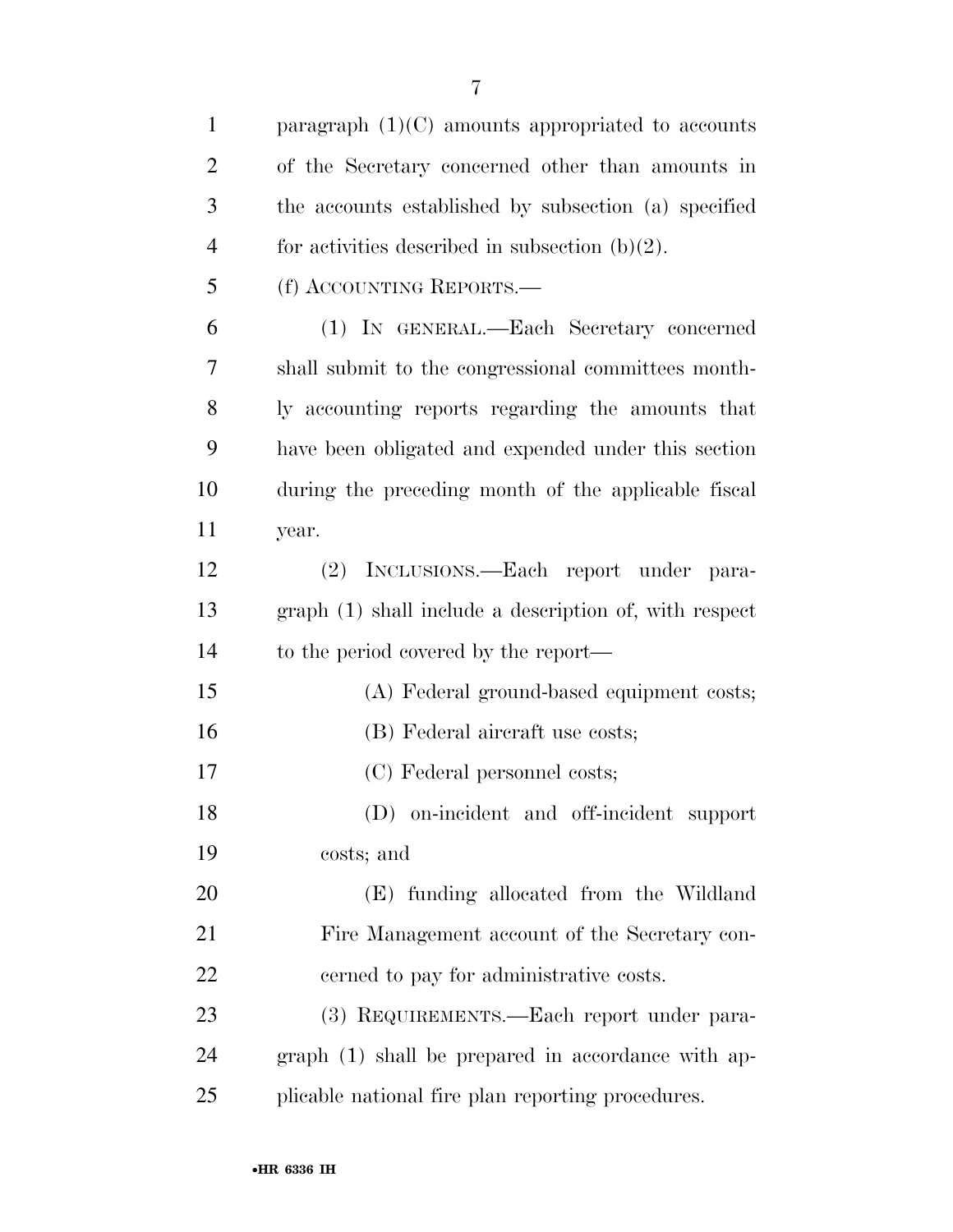paragraph (1)(C) amounts appropriated to accounts of the Secretary concerned other than amounts in the accounts established by subsection (a) specified for activities described in subsection (b)(2).

(f) ACCOUNTING REPORTS.—

(1) IN GENERAL.—Each Secretary concerned shall submit to the congressional committees monthly accounting reports regarding the amounts that have been obligated and expended under this section during the preceding month of the applicable fiscal year.

(2) INCLUSIONS.—Each report under paragraph (1) shall include a description of, with respect to the period covered by the report—

(A) Federal ground-based equipment costs;

(B) Federal aircraft use costs;

(C) Federal personnel costs;

(D) on-incident and off-incident support costs; and

(E) funding allocated from the Wildland Fire Management account of the Secretary concerned to pay for administrative costs.

(3) REQUIREMENTS.—Each report under paragraph (1) shall be prepared in accordance with applicable national fire plan reporting procedures.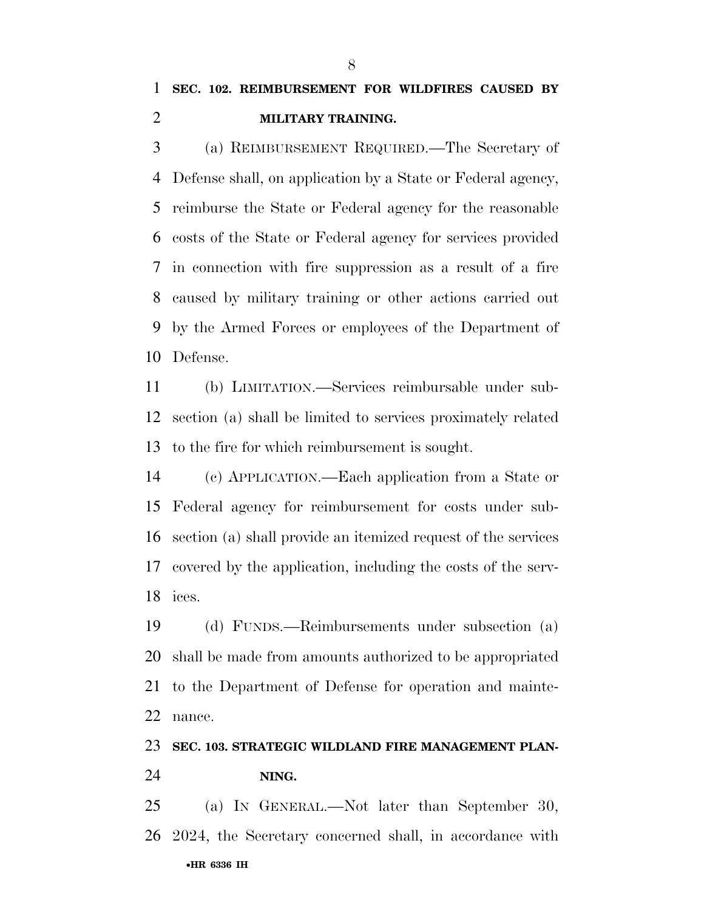**SEC. 102. REIMBURSEMENT FOR WILDFIRES CAUSED BY MILITARY TRAINING.**

(a) REIMBURSEMENT REQUIRED.—The Secretary of Defense shall, on application by a State or Federal agency, reimburse the State or Federal agency for the reasonable costs of the State or Federal agency for services provided in connection with fire suppression as a result of a fire caused by military training or other actions carried out by the Armed Forces or employees of the Department of Defense.

(b) LIMITATION.—Services reimbursable under subsection (a) shall be limited to services proximately related to the fire for which reimbursement is sought.

(c) APPLICATION.—Each application from a State or Federal agency for reimbursement for costs under subsection (a) shall provide an itemized request of the services covered by the application, including the costs of the services.

(d) FUNDS.—Reimbursements under subsection (a) shall be made from amounts authorized to be appropriated to the Department of Defense for operation and maintenance.

**SEC. 103. STRATEGIC WILDLAND FIRE MANAGEMENT PLANNING.**

(a) IN GENERAL.—Not later than September 30, 2024, the Secretary concerned shall, in accordance with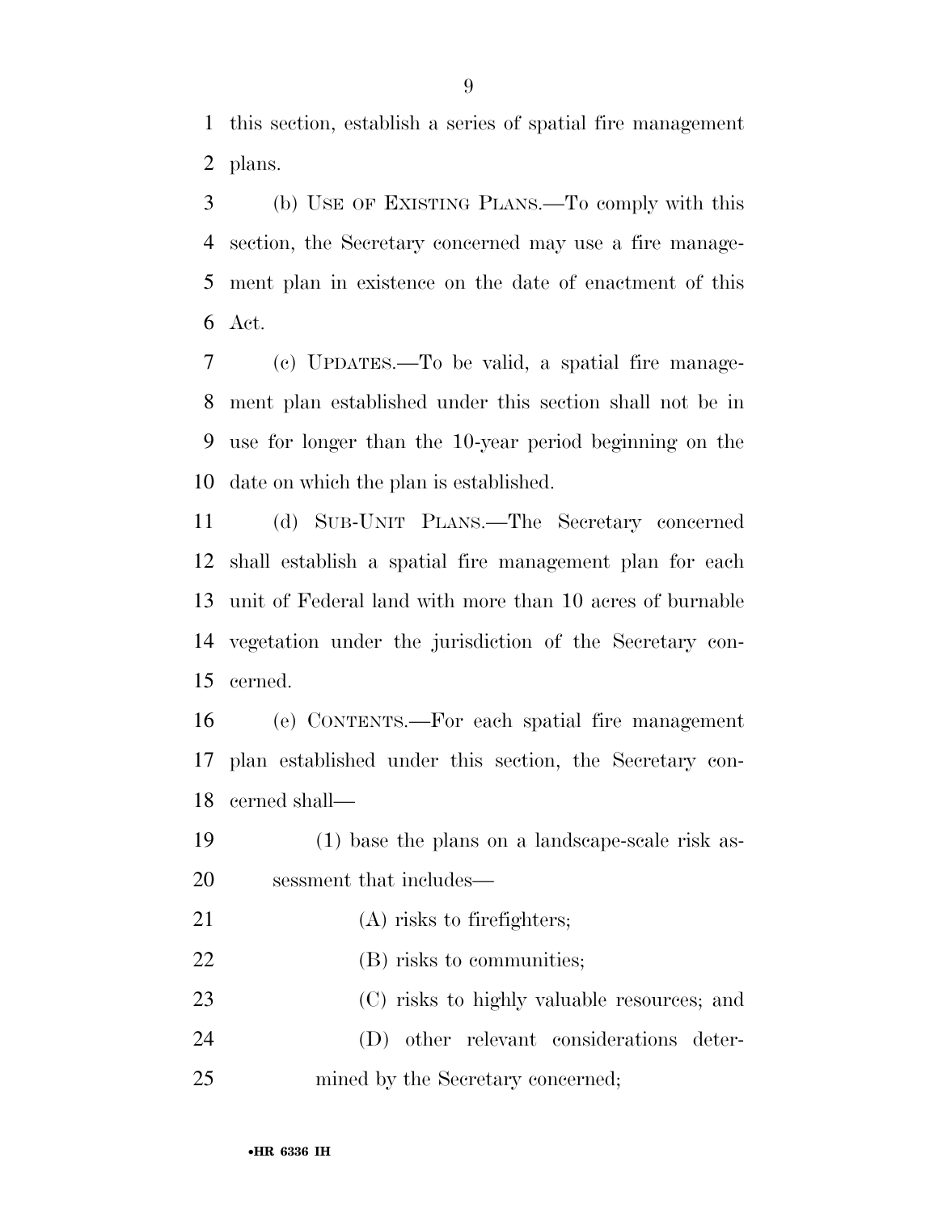this section, establish a series of spatial fire management plans.

(b) USE OF EXISTING PLANS.—To comply with this section, the Secretary concerned may use a fire management plan in existence on the date of enactment of this Act.

(c) UPDATES.—To be valid, a spatial fire management plan established under this section shall not be in use for longer than the 10-year period beginning on the date on which the plan is established.

(d) SUB-UNIT PLANS.—The Secretary concerned shall establish a spatial fire management plan for each unit of Federal land with more than 10 acres of burnable vegetation under the jurisdiction of the Secretary concerned.

(e) CONTENTS.—For each spatial fire management plan established under this section, the Secretary concerned shall—

(1) base the plans on a landscape-scale risk assessment that includes—

(A) risks to firefighters;

(B) risks to communities;

(C) risks to highly valuable resources; and

(D) other relevant considerations determined by the Secretary concerned;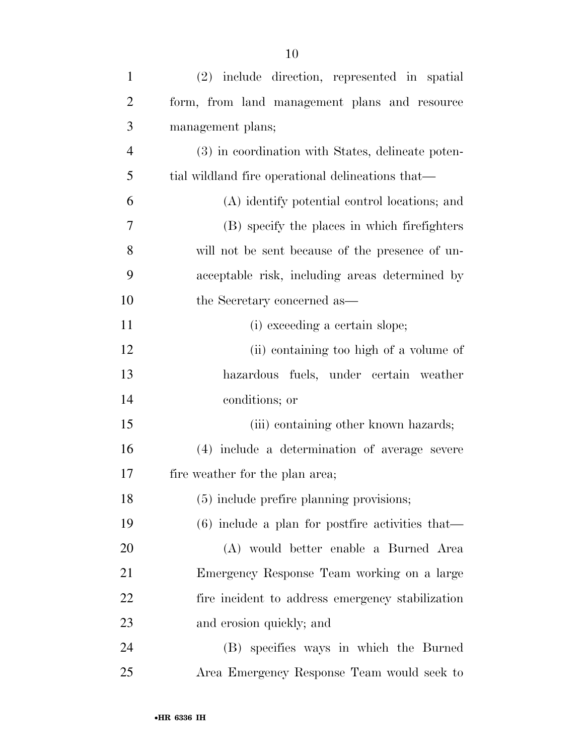(2) include direction, represented in spatial form, from land management plans and resource management plans;

(3) in coordination with States, delineate potential wildland fire operational delineations that—

(A) identify potential control locations; and

(B) specify the places in which firefighters will not be sent because of the presence of unacceptable risk, including areas determined by the Secretary concerned as—

(i) exceeding a certain slope;

(ii) containing too high of a volume of hazardous fuels, under certain weather conditions; or

(iii) containing other known hazards;

(4) include a determination of average severe fire weather for the plan area;

(5) include prefire planning provisions;

(6) include a plan for postfire activities that—

(A) would better enable a Burned Area Emergency Response Team working on a large fire incident to address emergency stabilization and erosion quickly; and

(B) specifies ways in which the Burned Area Emergency Response Team would seek to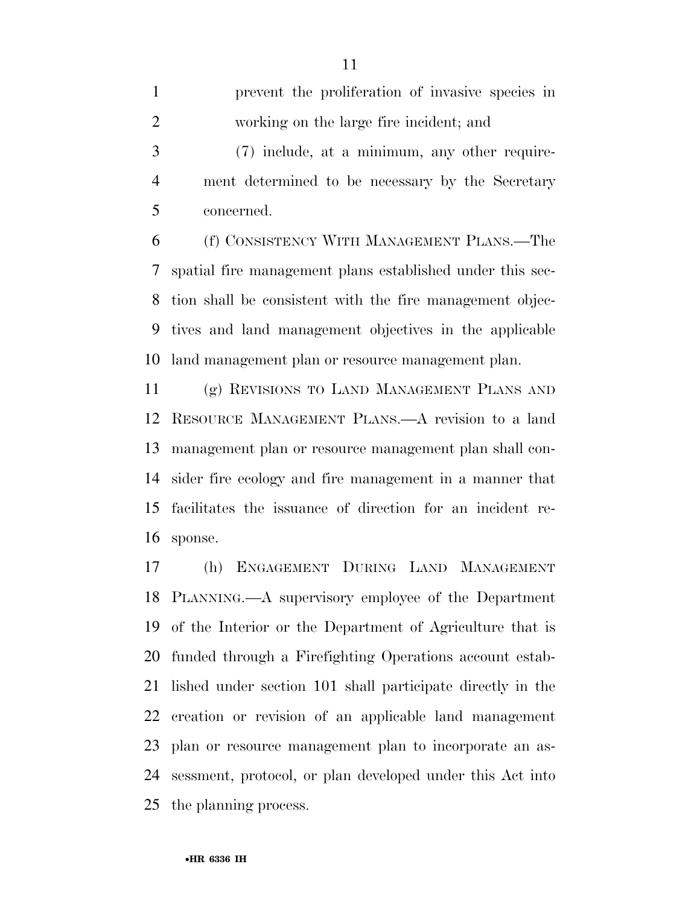prevent the proliferation of invasive species in working on the large fire incident; and

(7) include, at a minimum, any other requirement determined to be necessary by the Secretary concerned.

(f) CONSISTENCY WITH MANAGEMENT PLANS.—The spatial fire management plans established under this section shall be consistent with the fire management objectives and land management objectives in the applicable land management plan or resource management plan.

(g) REVISIONS TO LAND MANAGEMENT PLANS AND RESOURCE MANAGEMENT PLANS.—A revision to a land management plan or resource management plan shall consider fire ecology and fire management in a manner that facilitates the issuance of direction for an incident response.

(h) ENGAGEMENT DURING LAND MANAGEMENT PLANNING.—A supervisory employee of the Department of the Interior or the Department of Agriculture that is funded through a Firefighting Operations account established under section 101 shall participate directly in the creation or revision of an applicable land management plan or resource management plan to incorporate an assessment, protocol, or plan developed under this Act into the planning process.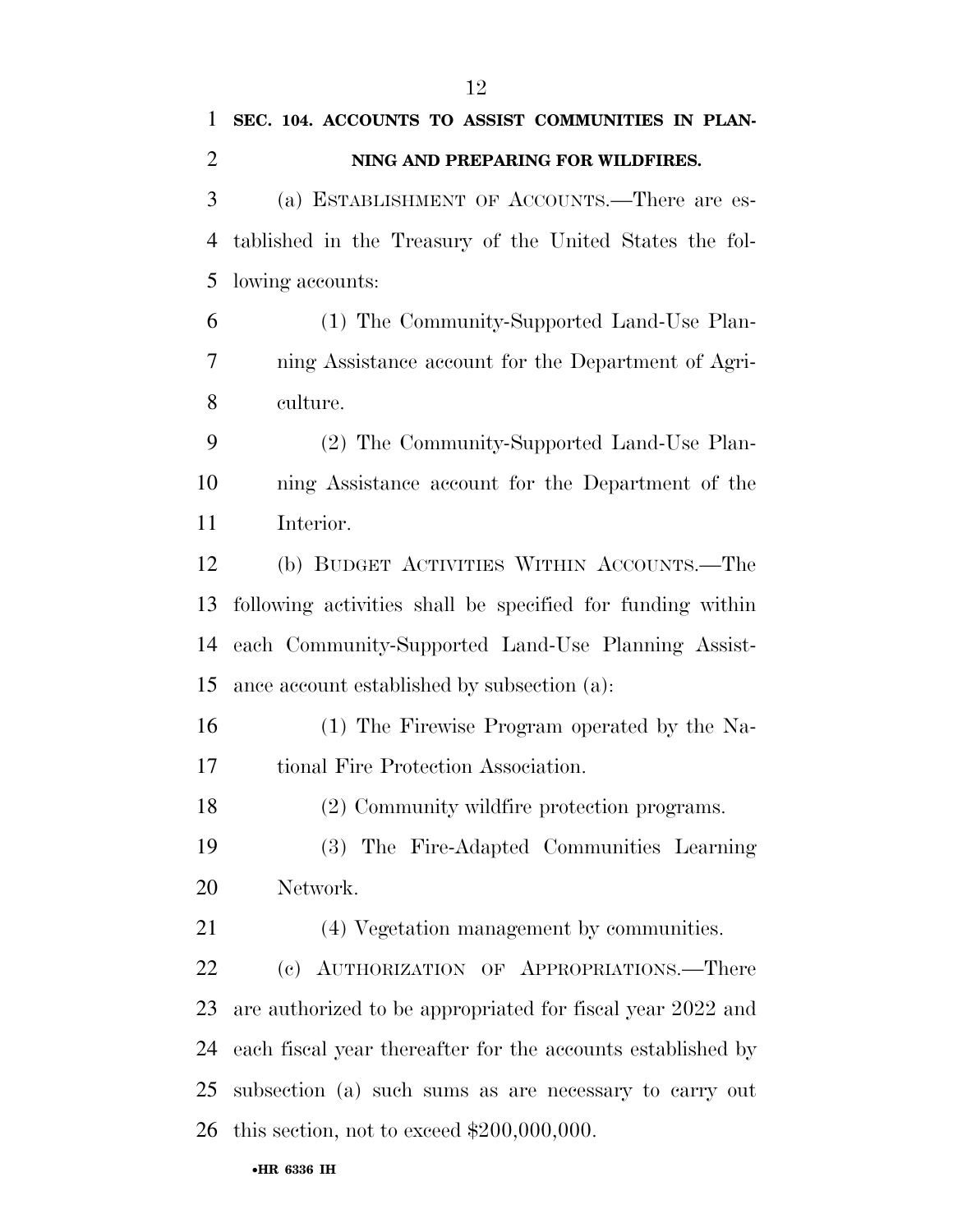**SEC. 104. ACCOUNTS TO ASSIST COMMUNITIES IN PLANNING AND PREPARING FOR WILDFIRES.**

(a) ESTABLISHMENT OF ACCOUNTS.—There are established in the Treasury of the United States the following accounts:

(1) The Community-Supported Land-Use Planning Assistance account for the Department of Agriculture.

(2) The Community-Supported Land-Use Planning Assistance account for the Department of the Interior.

(b) BUDGET ACTIVITIES WITHIN ACCOUNTS.—The following activities shall be specified for funding within each Community-Supported Land-Use Planning Assistance account established by subsection (a):

(1) The Firewise Program operated by the National Fire Protection Association.

(2) Community wildfire protection programs.

(3) The Fire-Adapted Communities Learning Network.

(4) Vegetation management by communities.

(c) AUTHORIZATION OF APPROPRIATIONS.—There are authorized to be appropriated for fiscal year 2022 and each fiscal year thereafter for the accounts established by subsection (a) such sums as are necessary to carry out this section, not to exceed $200,000,000.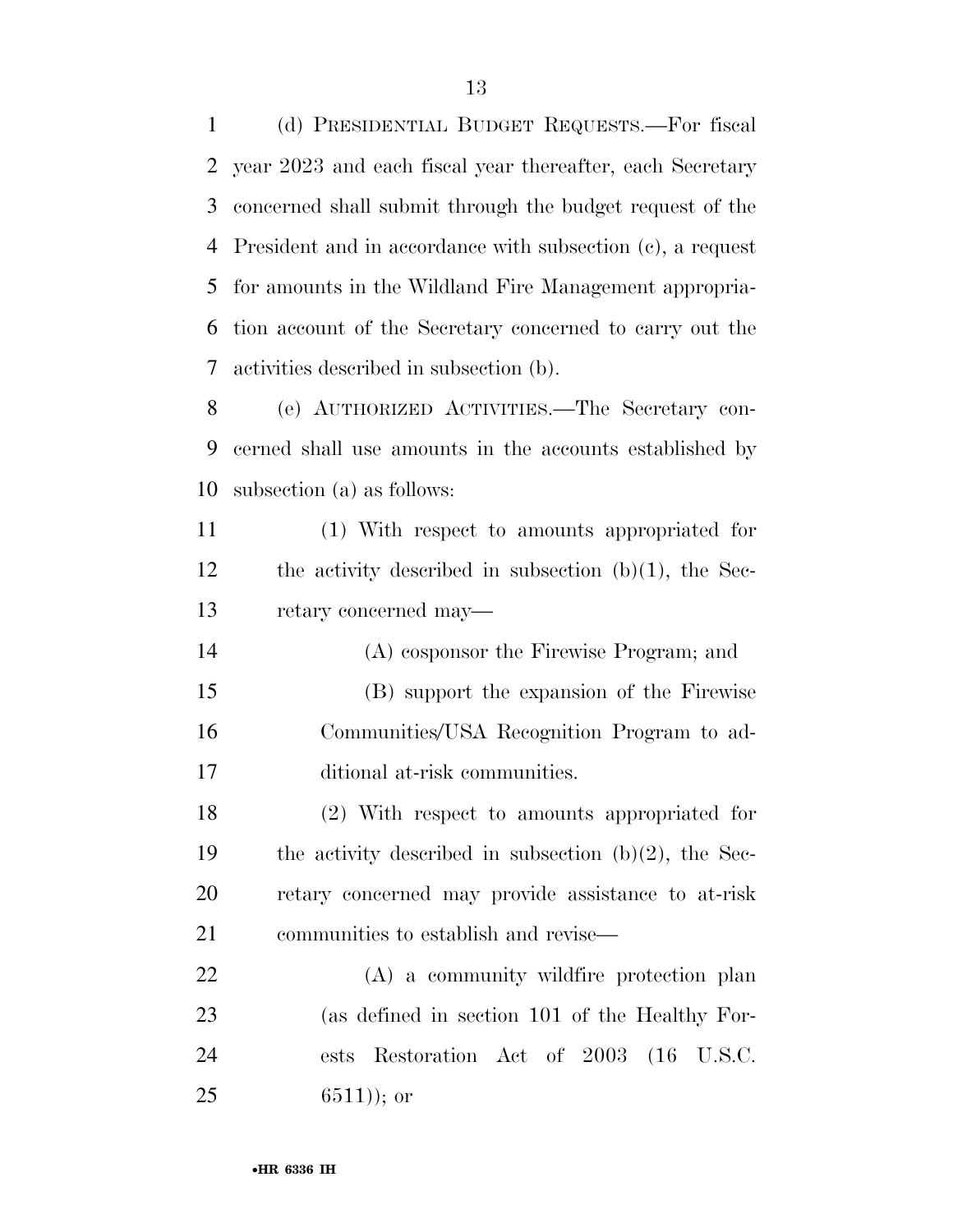(d) PRESIDENTIAL BUDGET REQUESTS.—For fiscal year 2023 and each fiscal year thereafter, each Secretary concerned shall submit through the budget request of the President and in accordance with subsection (c), a request for amounts in the Wildland Fire Management appropriation account of the Secretary concerned to carry out the activities described in subsection (b).

(e) AUTHORIZED ACTIVITIES.—The Secretary concerned shall use amounts in the accounts established by subsection (a) as follows:

(1) With respect to amounts appropriated for the activity described in subsection (b)(1), the Secretary concerned may—

(A) cosponsor the Firewise Program; and

(B) support the expansion of the Firewise Communities/USA Recognition Program to additional at-risk communities.

(2) With respect to amounts appropriated for the activity described in subsection (b)(2), the Secretary concerned may provide assistance to at-risk communities to establish and revise—

(A) a community wildfire protection plan (as defined in section 101 of the Healthy Forests Restoration Act of 2003 (16 U.S.C. 6511)); or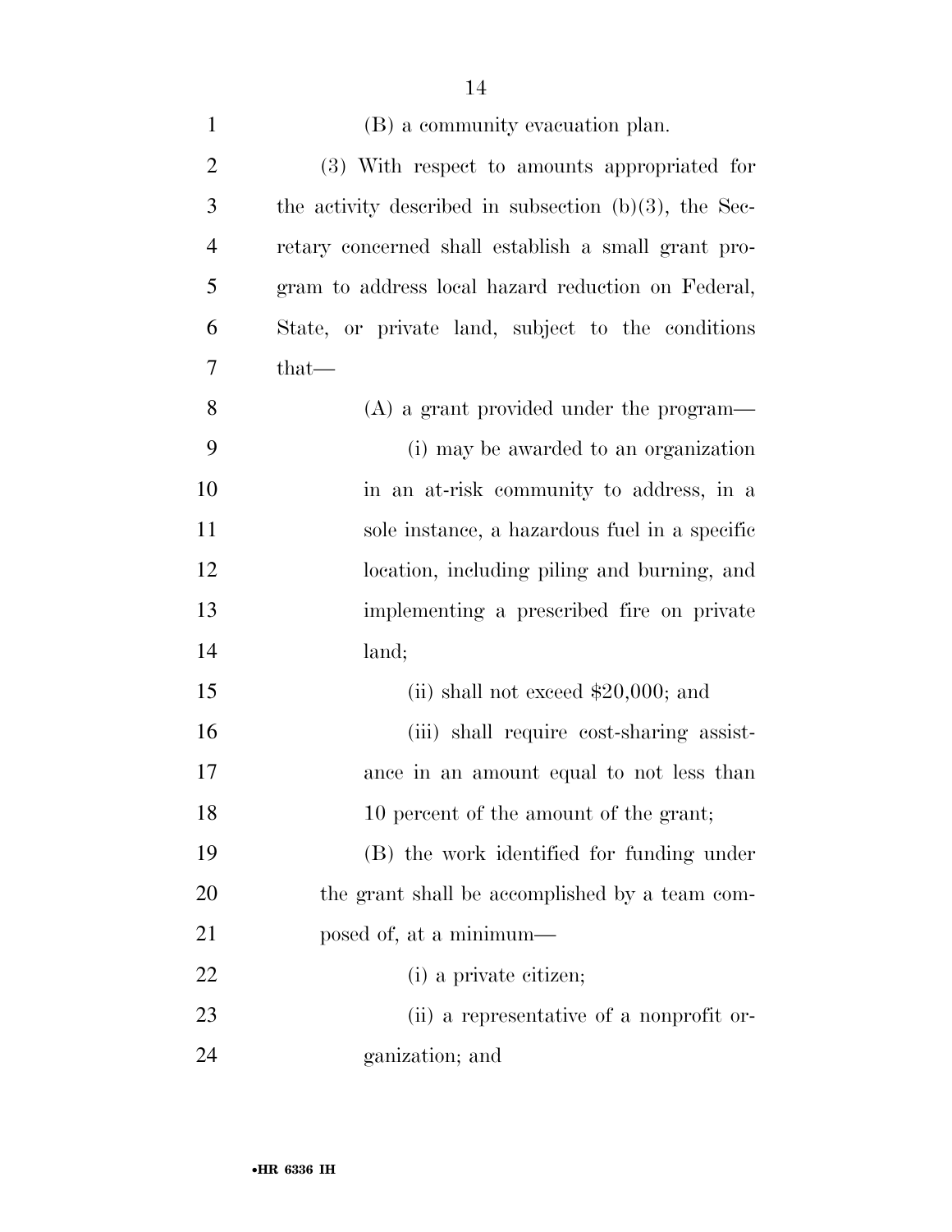(B) a community evacuation plan.

(3) With respect to amounts appropriated for the activity described in subsection (b)(3), the Secretary concerned shall establish a small grant program to address local hazard reduction on Federal, State, or private land, subject to the conditions that—

(A) a grant provided under the program—

(i) may be awarded to an organization in an at-risk community to address, in a sole instance, a hazardous fuel in a specific location, including piling and burning, and implementing a prescribed fire on private land;

(ii) shall not exceed $20,000; and

(iii) shall require cost-sharing assistance in an amount equal to not less than 10 percent of the amount of the grant;

(B) the work identified for funding under the grant shall be accomplished by a team composed of, at a minimum—

(i) a private citizen;

(ii) a representative of a nonprofit organization; and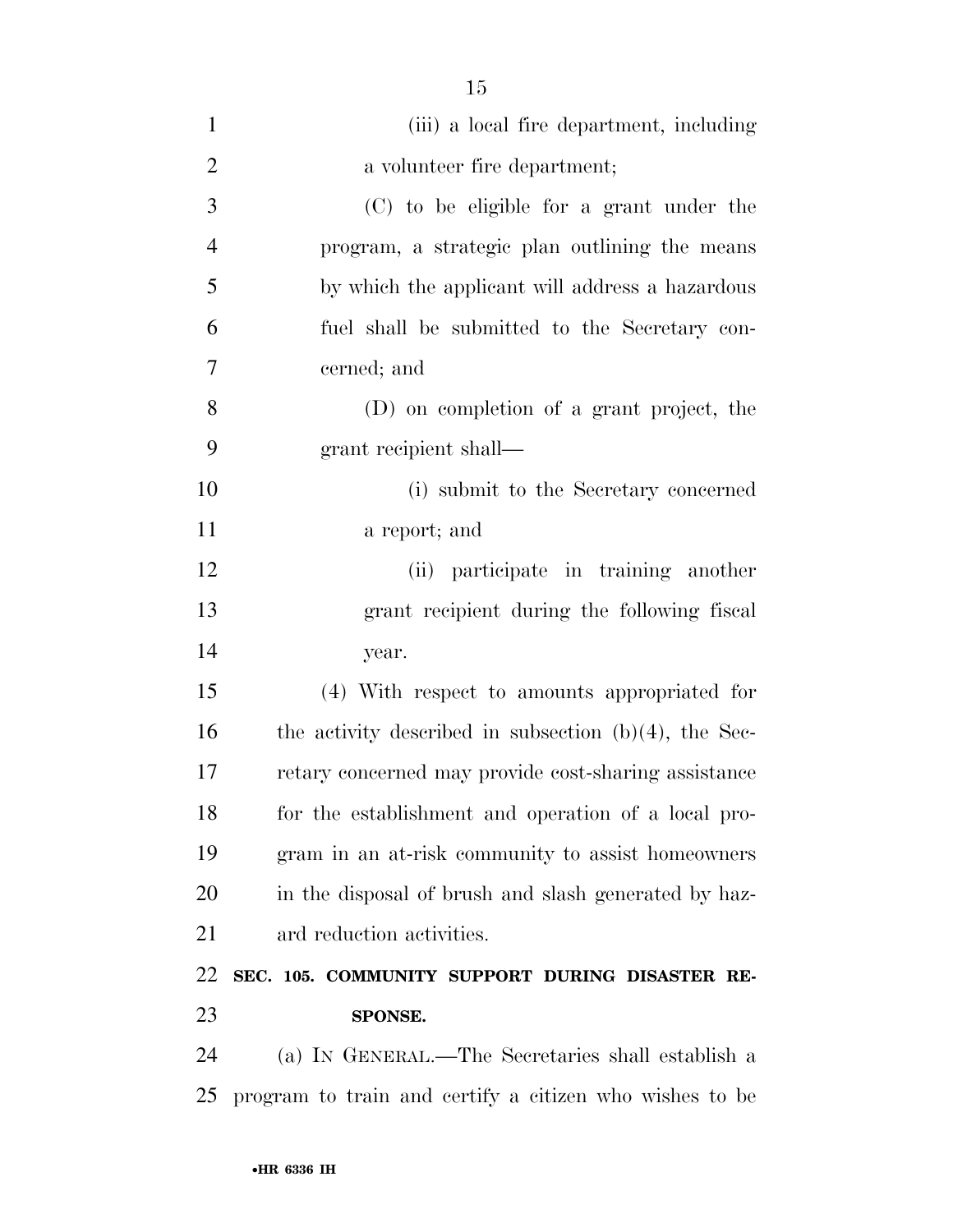(iii) a local fire department, including a volunteer fire department;

(C) to be eligible for a grant under the program, a strategic plan outlining the means by which the applicant will address a hazardous fuel shall be submitted to the Secretary concerned; and

(D) on completion of a grant project, the grant recipient shall—

(i) submit to the Secretary concerned a report; and

(ii) participate in training another grant recipient during the following fiscal year.

(4) With respect to amounts appropriated for the activity described in subsection (b)(4), the Secretary concerned may provide cost-sharing assistance for the establishment and operation of a local program in an at-risk community to assist homeowners in the disposal of brush and slash generated by hazard reduction activities.

**SEC. 105. COMMUNITY SUPPORT DURING DISASTER RESPONSE.**

(a) IN GENERAL.—The Secretaries shall establish a program to train and certify a citizen who wishes to be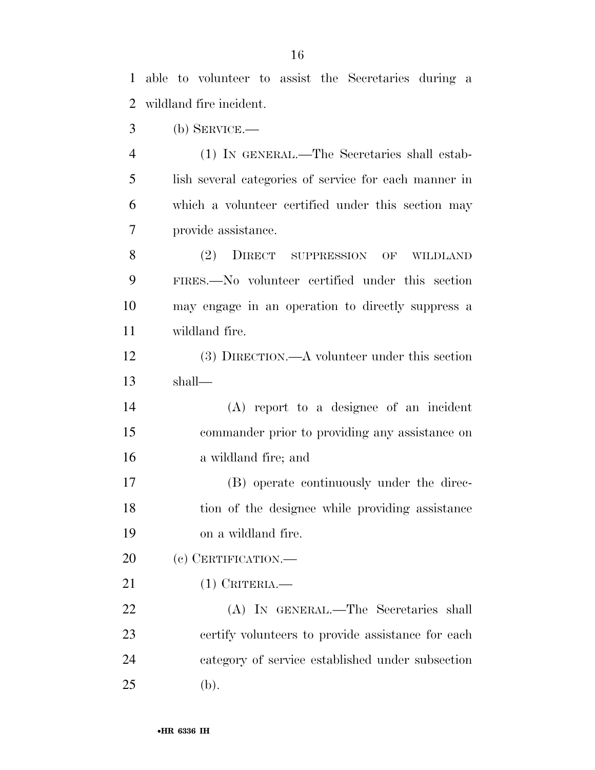able to volunteer to assist the Secretaries during a wildland fire incident.

(b) SERVICE.—

(1) IN GENERAL.—The Secretaries shall establish several categories of service for each manner in which a volunteer certified under this section may provide assistance.

(2) DIRECT SUPPRESSION OF WILDLAND FIRES.—No volunteer certified under this section may engage in an operation to directly suppress a wildland fire.

(3) DIRECTION.—A volunteer under this section shall—

(A) report to a designee of an incident commander prior to providing any assistance on a wildland fire; and

(B) operate continuously under the direction of the designee while providing assistance on a wildland fire.

(c) CERTIFICATION.—

(1) CRITERIA.—

(A) IN GENERAL.—The Secretaries shall certify volunteers to provide assistance for each category of service established under subsection (b).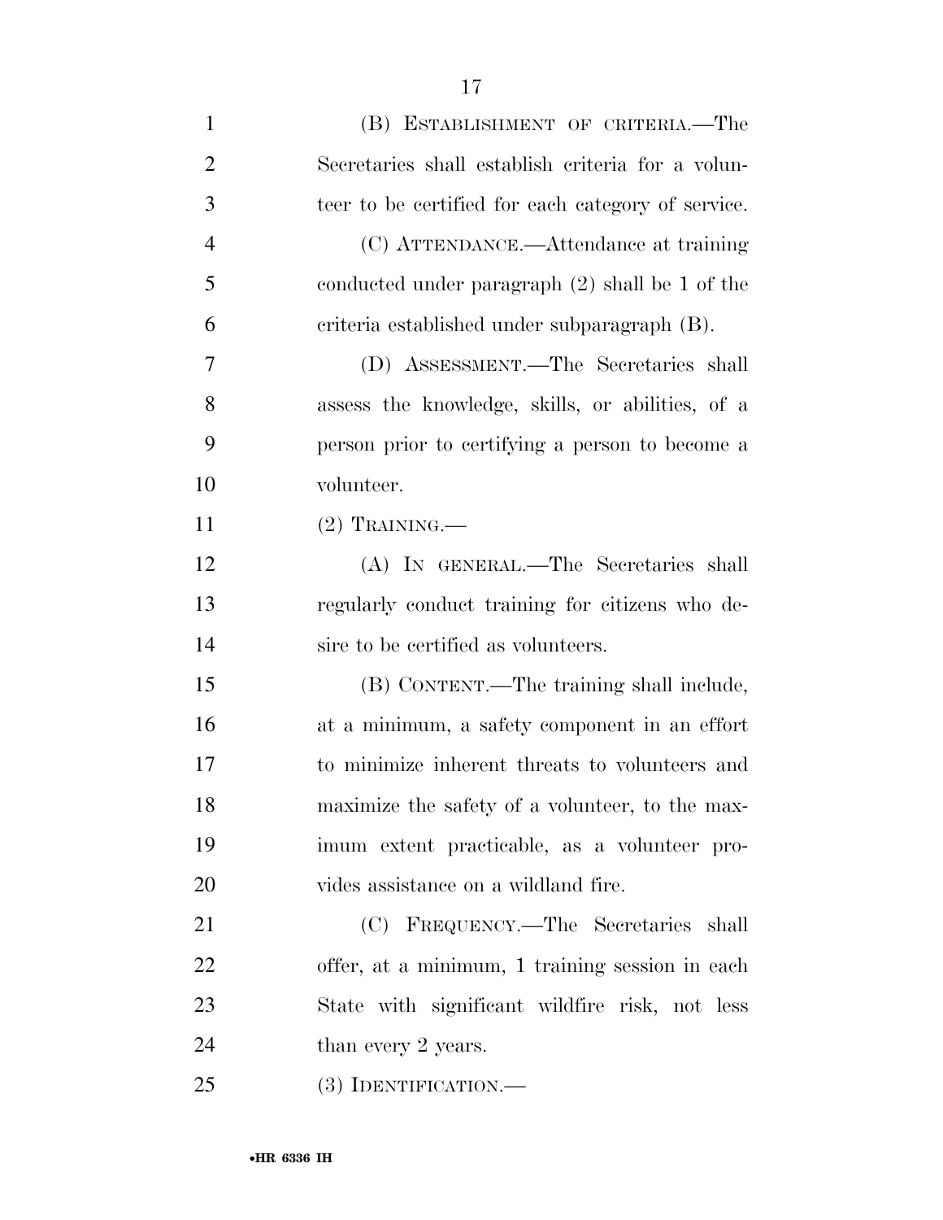(B) ESTABLISHMENT OF CRITERIA.—The Secretaries shall establish criteria for a volunteer to be certified for each category of service.

(C) ATTENDANCE.—Attendance at training conducted under paragraph (2) shall be 1 of the criteria established under subparagraph (B).

(D) ASSESSMENT.—The Secretaries shall assess the knowledge, skills, or abilities, of a person prior to certifying a person to become a volunteer.

(2) TRAINING.—

(A) IN GENERAL.—The Secretaries shall regularly conduct training for citizens who desire to be certified as volunteers.

(B) CONTENT.—The training shall include, at a minimum, a safety component in an effort to minimize inherent threats to volunteers and maximize the safety of a volunteer, to the maximum extent practicable, as a volunteer provides assistance on a wildland fire.

(C) FREQUENCY.—The Secretaries shall offer, at a minimum, 1 training session in each State with significant wildfire risk, not less than every 2 years.

(3) IDENTIFICATION.—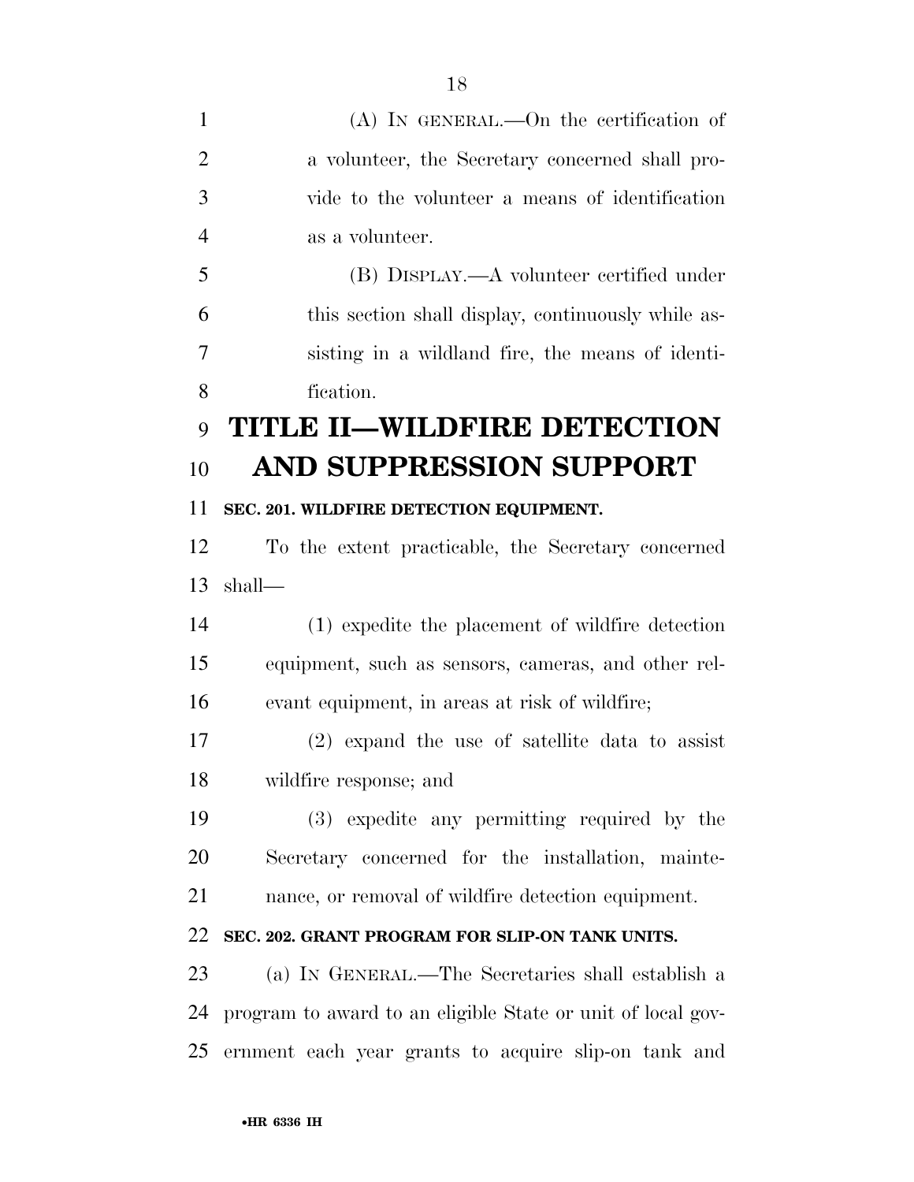(A) IN GENERAL.—On the certification of a volunteer, the Secretary concerned shall provide to the volunteer a means of identification as a volunteer.

(B) DISPLAY.—A volunteer certified under this section shall display, continuously while assisting in a wildland fire, the means of identification.

# TITLE II—WILDFIRE DETECTION AND SUPPRESSION SUPPORT

### SEC. 201. WILDFIRE DETECTION EQUIPMENT.

To the extent practicable, the Secretary concerned shall—

(1) expedite the placement of wildfire detection equipment, such as sensors, cameras, and other relevant equipment, in areas at risk of wildfire;

(2) expand the use of satellite data to assist wildfire response; and

(3) expedite any permitting required by the Secretary concerned for the installation, maintenance, or removal of wildfire detection equipment.

### SEC. 202. GRANT PROGRAM FOR SLIP-ON TANK UNITS.

(a) IN GENERAL.—The Secretaries shall establish a program to award to an eligible State or unit of local government each year grants to acquire slip-on tank and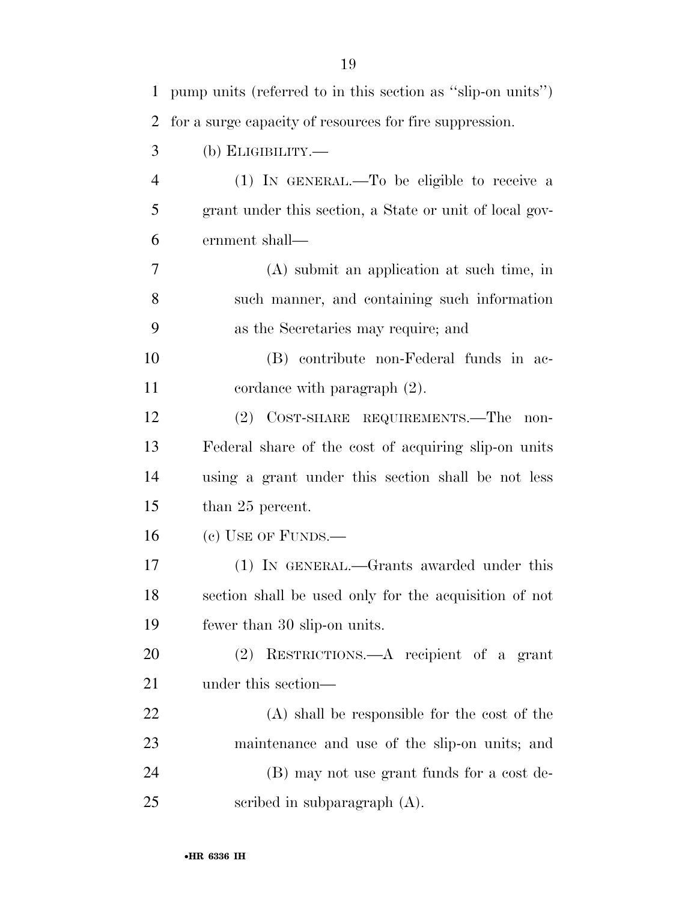pump units (referred to in this section as ''slip-on units'') for a surge capacity of resources for fire suppression.

(b) ELIGIBILITY.—

(1) IN GENERAL.—To be eligible to receive a grant under this section, a State or unit of local government shall—

(A) submit an application at such time, in such manner, and containing such information as the Secretaries may require; and

(B) contribute non-Federal funds in accordance with paragraph (2).

(2) COST-SHARE REQUIREMENTS.—The non-Federal share of the cost of acquiring slip-on units using a grant under this section shall be not less than 25 percent.

(c) USE OF FUNDS.—

(1) IN GENERAL.—Grants awarded under this section shall be used only for the acquisition of not fewer than 30 slip-on units.

(2) RESTRICTIONS.—A recipient of a grant under this section—

(A) shall be responsible for the cost of the maintenance and use of the slip-on units; and

(B) may not use grant funds for a cost described in subparagraph (A).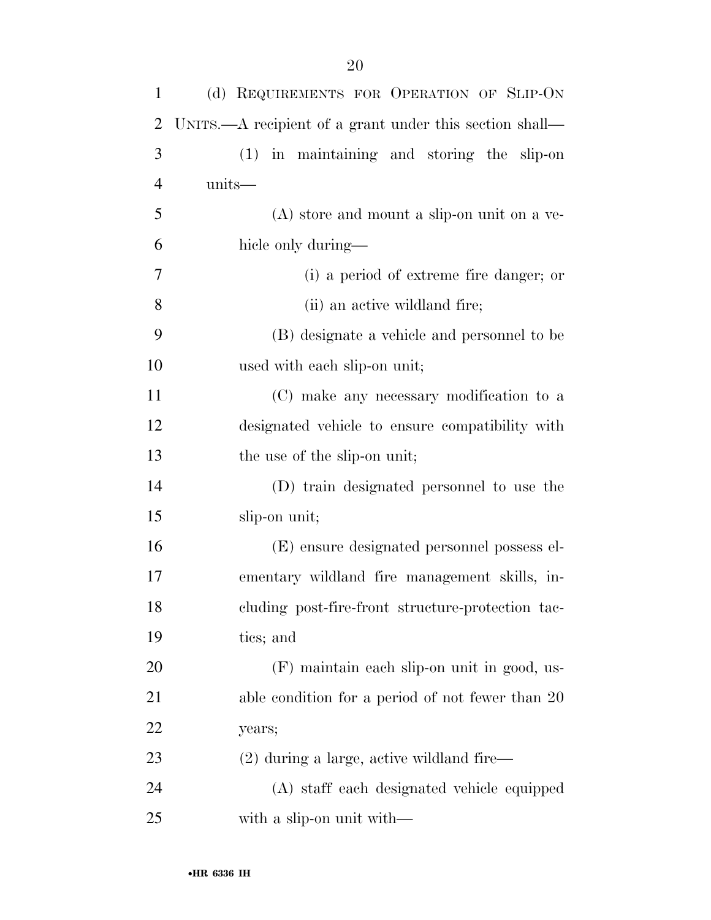(d) REQUIREMENTS FOR OPERATION OF SLIP-ON UNITS.—A recipient of a grant under this section shall—

(1) in maintaining and storing the slip-on units—

(A) store and mount a slip-on unit on a vehicle only during—

(i) a period of extreme fire danger; or

(ii) an active wildland fire;

(B) designate a vehicle and personnel to be used with each slip-on unit;

(C) make any necessary modification to a designated vehicle to ensure compatibility with the use of the slip-on unit;

(D) train designated personnel to use the slip-on unit;

(E) ensure designated personnel possess elementary wildland fire management skills, including post-fire-front structure-protection tactics; and

(F) maintain each slip-on unit in good, usable condition for a period of not fewer than 20 years;

(2) during a large, active wildland fire—

(A) staff each designated vehicle equipped with a slip-on unit with—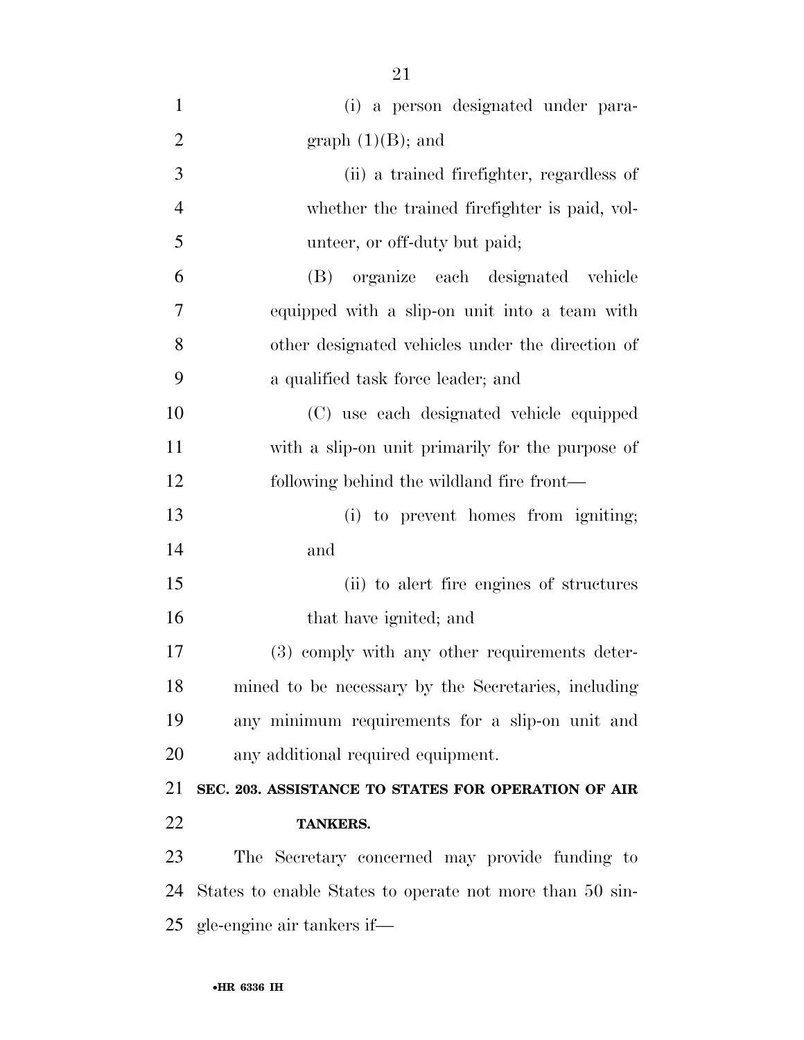(i) a person designated under paragraph (1)(B); and

(ii) a trained firefighter, regardless of whether the trained firefighter is paid, volunteer, or off-duty but paid;

(B) organize each designated vehicle equipped with a slip-on unit into a team with other designated vehicles under the direction of a qualified task force leader; and

(C) use each designated vehicle equipped with a slip-on unit primarily for the purpose of following behind the wildland fire front—

(i) to prevent homes from igniting; and

(ii) to alert fire engines of structures that have ignited; and

(3) comply with any other requirements determined to be necessary by the Secretaries, including any minimum requirements for a slip-on unit and any additional required equipment.

**SEC. 203. ASSISTANCE TO STATES FOR OPERATION OF AIR TANKERS.**

The Secretary concerned may provide funding to States to enable States to operate not more than 50 single-engine air tankers if—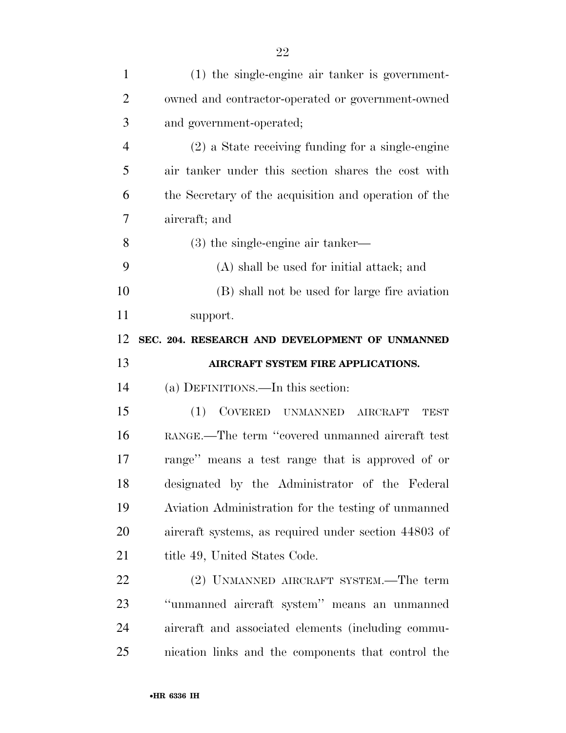(1) the single-engine air tanker is government-owned and contractor-operated or government-owned and government-operated;

(2) a State receiving funding for a single-engine air tanker under this section shares the cost with the Secretary of the acquisition and operation of the aircraft; and

(3) the single-engine air tanker—

(A) shall be used for initial attack; and

(B) shall not be used for large fire aviation support.

**SEC. 204. RESEARCH AND DEVELOPMENT OF UNMANNED AIRCRAFT SYSTEM FIRE APPLICATIONS.**

(a) DEFINITIONS.—In this section:

(1) COVERED UNMANNED AIRCRAFT TEST RANGE.—The term ''covered unmanned aircraft test range'' means a test range that is approved of or designated by the Administrator of the Federal Aviation Administration for the testing of unmanned aircraft systems, as required under section 44803 of title 49, United States Code.

(2) UNMANNED AIRCRAFT SYSTEM.—The term ''unmanned aircraft system'' means an unmanned aircraft and associated elements (including communication links and the components that control the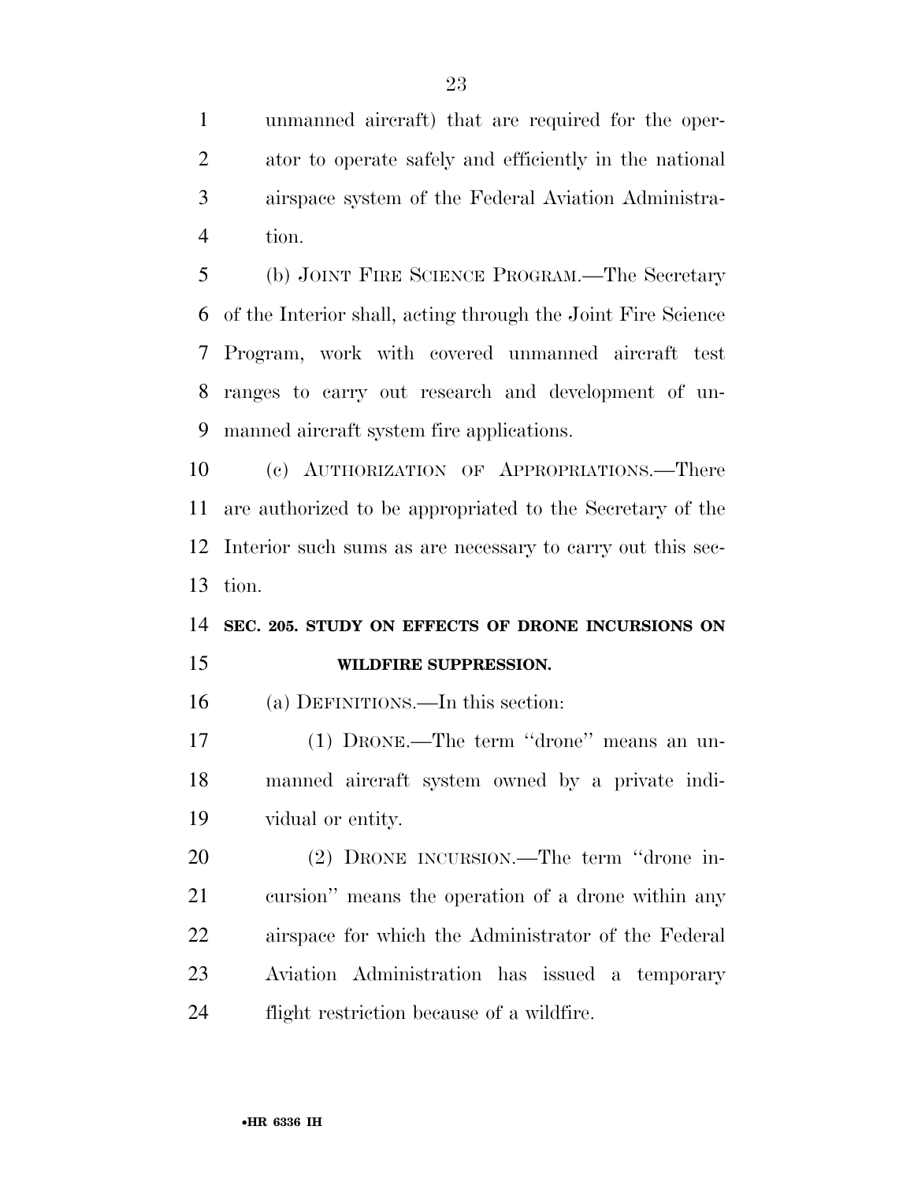unmanned aircraft) that are required for the operator to operate safely and efficiently in the national airspace system of the Federal Aviation Administration.

(b) JOINT FIRE SCIENCE PROGRAM.—The Secretary of the Interior shall, acting through the Joint Fire Science Program, work with covered unmanned aircraft test ranges to carry out research and development of unmanned aircraft system fire applications.

(c) AUTHORIZATION OF APPROPRIATIONS.—There are authorized to be appropriated to the Secretary of the Interior such sums as are necessary to carry out this section.

**SEC. 205. STUDY ON EFFECTS OF DRONE INCURSIONS ON WILDFIRE SUPPRESSION.**

(a) DEFINITIONS.—In this section:

(1) DRONE.—The term "drone" means an unmanned aircraft system owned by a private individual or entity.

(2) DRONE INCURSION.—The term "drone incursion" means the operation of a drone within any airspace for which the Administrator of the Federal Aviation Administration has issued a temporary flight restriction because of a wildfire.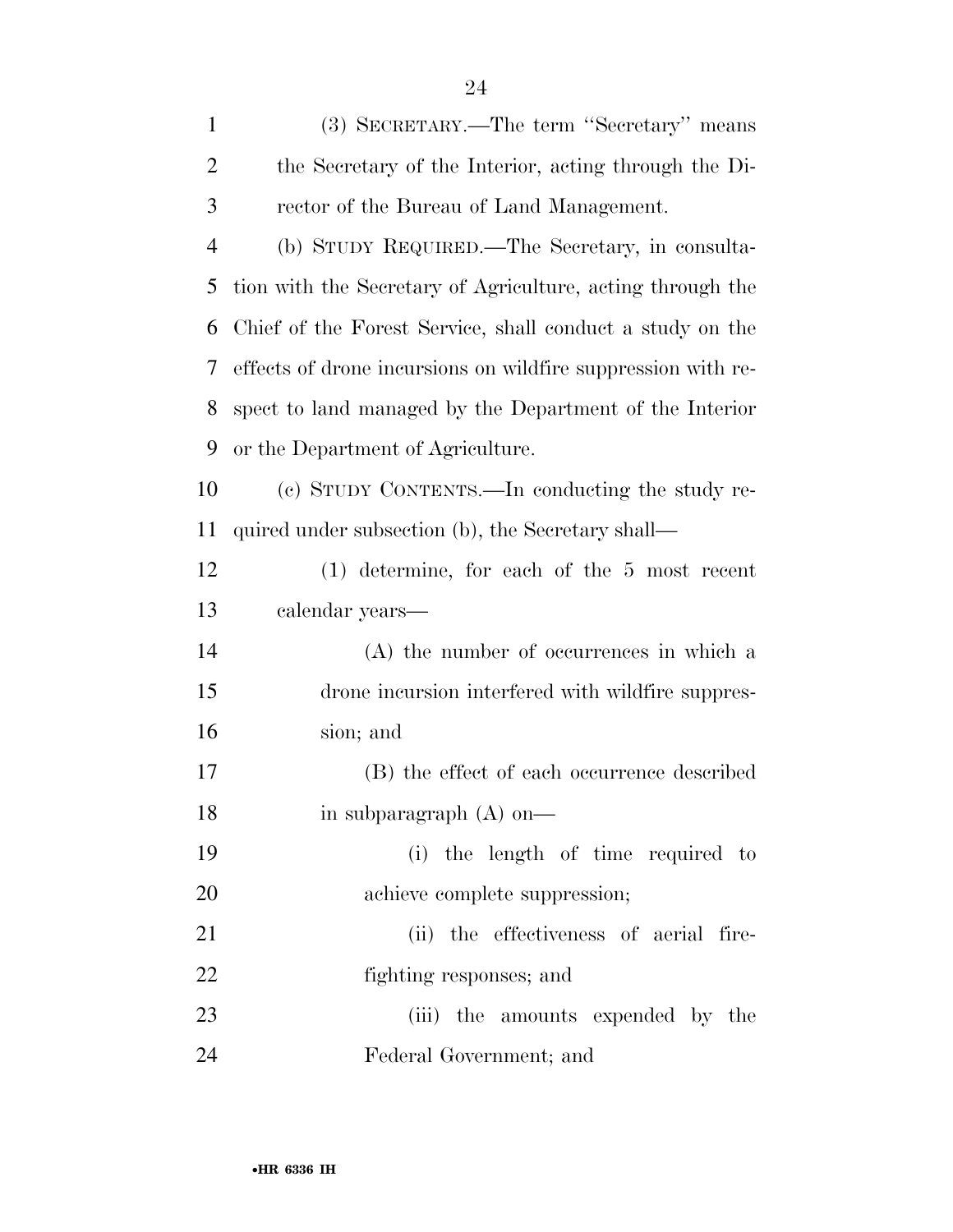(3) SECRETARY.—The term "Secretary" means the Secretary of the Interior, acting through the Director of the Bureau of Land Management.

(b) STUDY REQUIRED.—The Secretary, in consultation with the Secretary of Agriculture, acting through the Chief of the Forest Service, shall conduct a study on the effects of drone incursions on wildfire suppression with respect to land managed by the Department of the Interior or the Department of Agriculture.

(c) STUDY CONTENTS.—In conducting the study required under subsection (b), the Secretary shall—

(1) determine, for each of the 5 most recent calendar years—

(A) the number of occurrences in which a drone incursion interfered with wildfire suppression; and

(B) the effect of each occurrence described in subparagraph (A) on—

(i) the length of time required to achieve complete suppression;

(ii) the effectiveness of aerial firefighting responses; and

(iii) the amounts expended by the Federal Government; and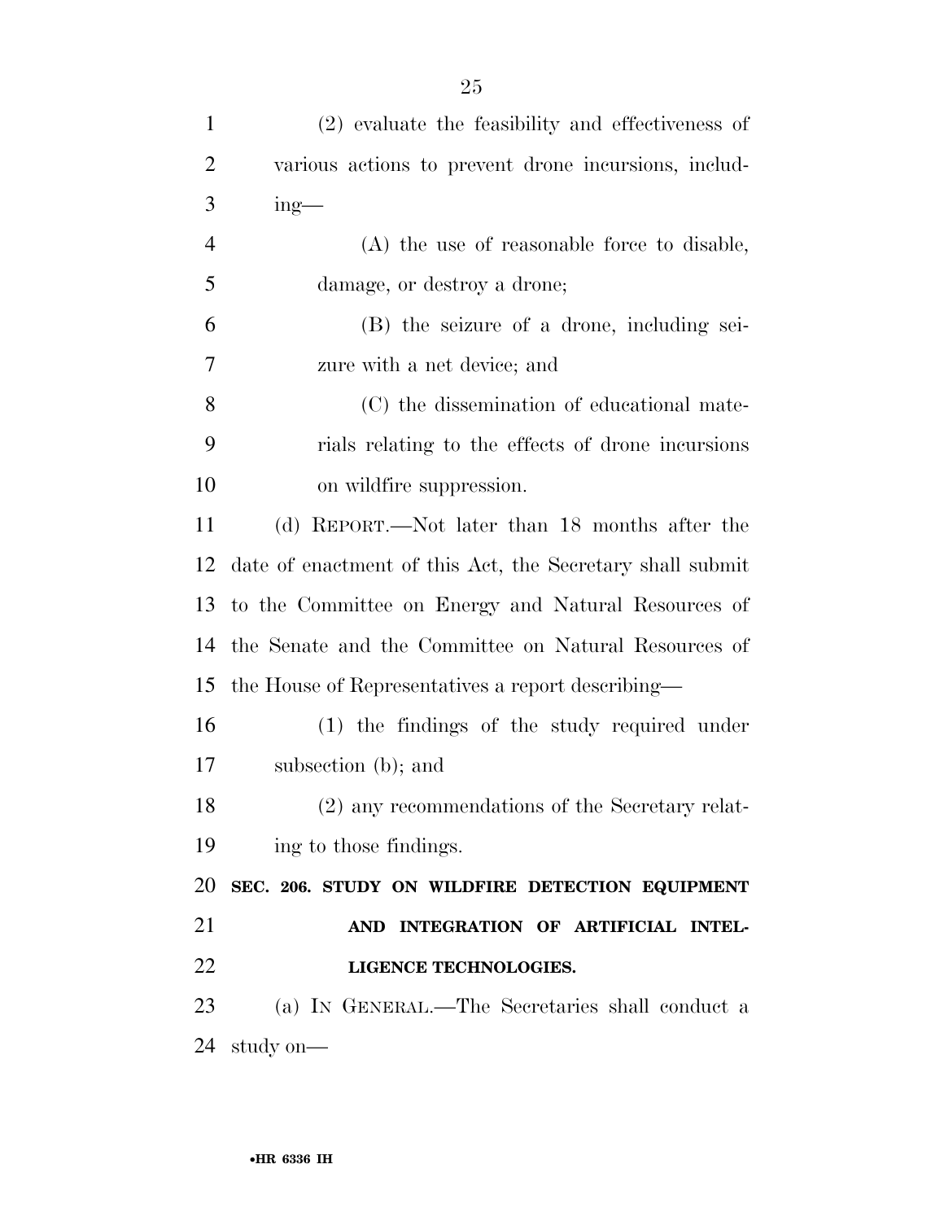(2) evaluate the feasibility and effectiveness of various actions to prevent drone incursions, including—

(A) the use of reasonable force to disable, damage, or destroy a drone;

(B) the seizure of a drone, including seizure with a net device; and

(C) the dissemination of educational materials relating to the effects of drone incursions on wildfire suppression.

(d) REPORT.—Not later than 18 months after the date of enactment of this Act, the Secretary shall submit to the Committee on Energy and Natural Resources of the Senate and the Committee on Natural Resources of the House of Representatives a report describing—

(1) the findings of the study required under subsection (b); and

(2) any recommendations of the Secretary relating to those findings.

**SEC. 206. STUDY ON WILDFIRE DETECTION EQUIPMENT AND INTEGRATION OF ARTIFICIAL INTELLIGENCE TECHNOLOGIES.**

(a) IN GENERAL.—The Secretaries shall conduct a study on—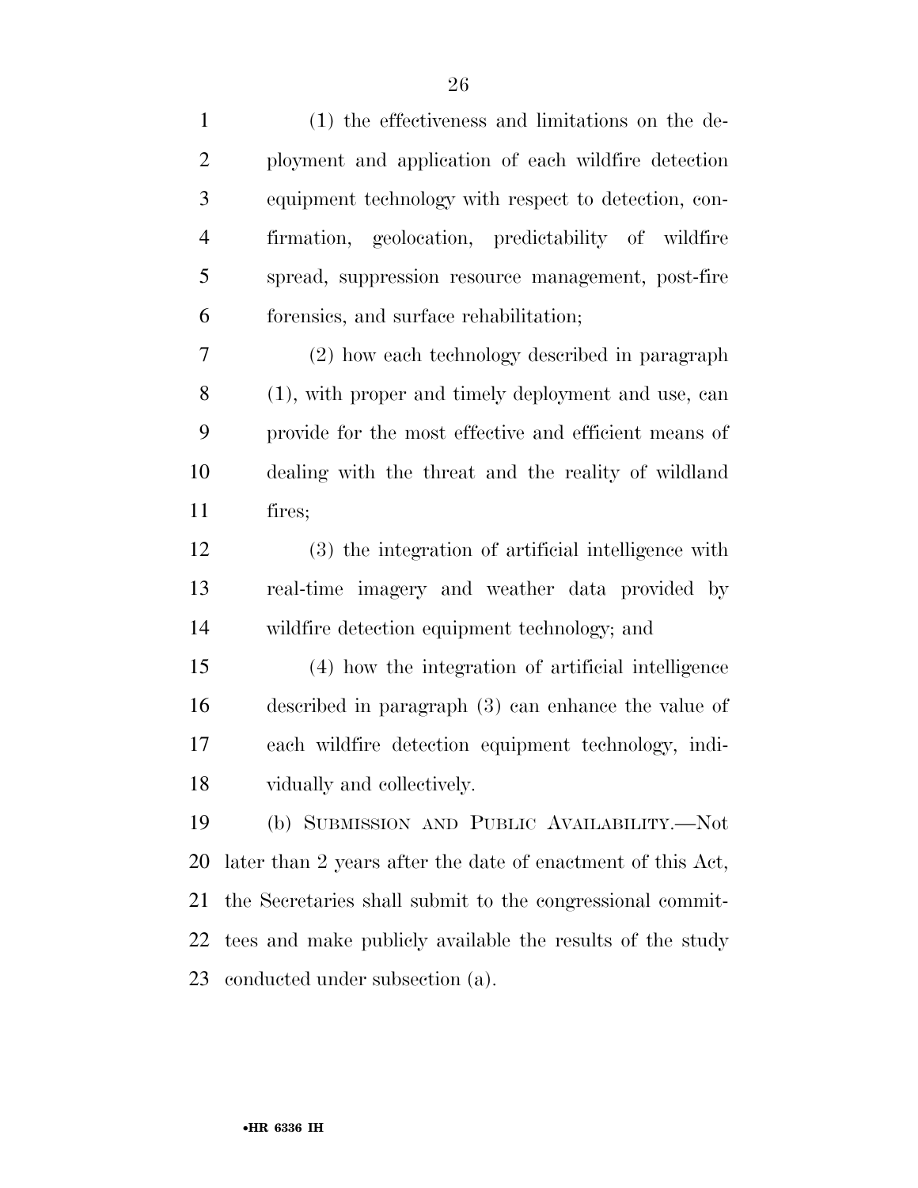(1) the effectiveness and limitations on the deployment and application of each wildfire detection equipment technology with respect to detection, confirmation, geolocation, predictability of wildfire spread, suppression resource management, post-fire forensics, and surface rehabilitation;

(2) how each technology described in paragraph (1), with proper and timely deployment and use, can provide for the most effective and efficient means of dealing with the threat and the reality of wildland fires;

(3) the integration of artificial intelligence with real-time imagery and weather data provided by wildfire detection equipment technology; and

(4) how the integration of artificial intelligence described in paragraph (3) can enhance the value of each wildfire detection equipment technology, individually and collectively.

(b) SUBMISSION AND PUBLIC AVAILABILITY.—Not later than 2 years after the date of enactment of this Act, the Secretaries shall submit to the congressional committees and make publicly available the results of the study conducted under subsection (a).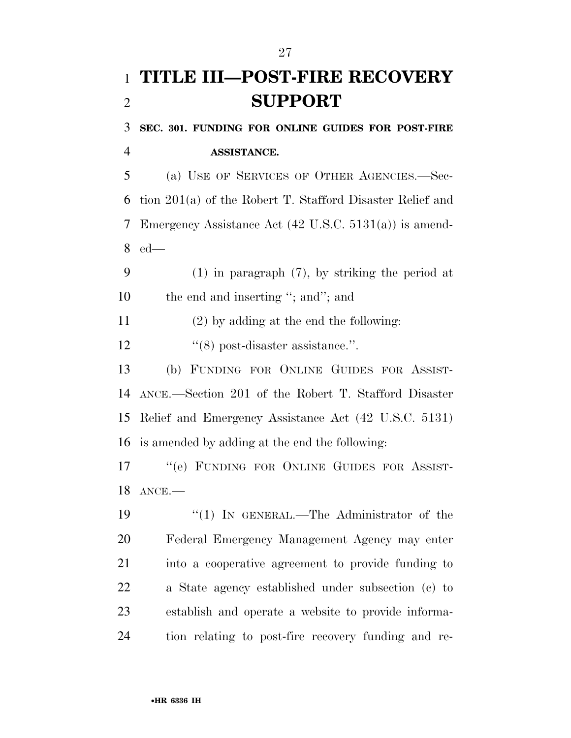# TITLE III—POST-FIRE RECOVERY SUPPORT

**SEC. 301. FUNDING FOR ONLINE GUIDES FOR POST-FIRE ASSISTANCE.**

(a) USE OF SERVICES OF OTHER AGENCIES.—Section 201(a) of the Robert T. Stafford Disaster Relief and Emergency Assistance Act (42 U.S.C. 5131(a)) is amended—

(1) in paragraph (7), by striking the period at the end and inserting ''; and''; and

(2) by adding at the end the following:

''(8) post-disaster assistance.''.

(b) FUNDING FOR ONLINE GUIDES FOR ASSISTANCE.—Section 201 of the Robert T. Stafford Disaster Relief and Emergency Assistance Act (42 U.S.C. 5131) is amended by adding at the end the following:

''(e) FUNDING FOR ONLINE GUIDES FOR ASSISTANCE.—

''(1) IN GENERAL.—The Administrator of the Federal Emergency Management Agency may enter into a cooperative agreement to provide funding to a State agency established under subsection (c) to establish and operate a website to provide information relating to post-fire recovery funding and re-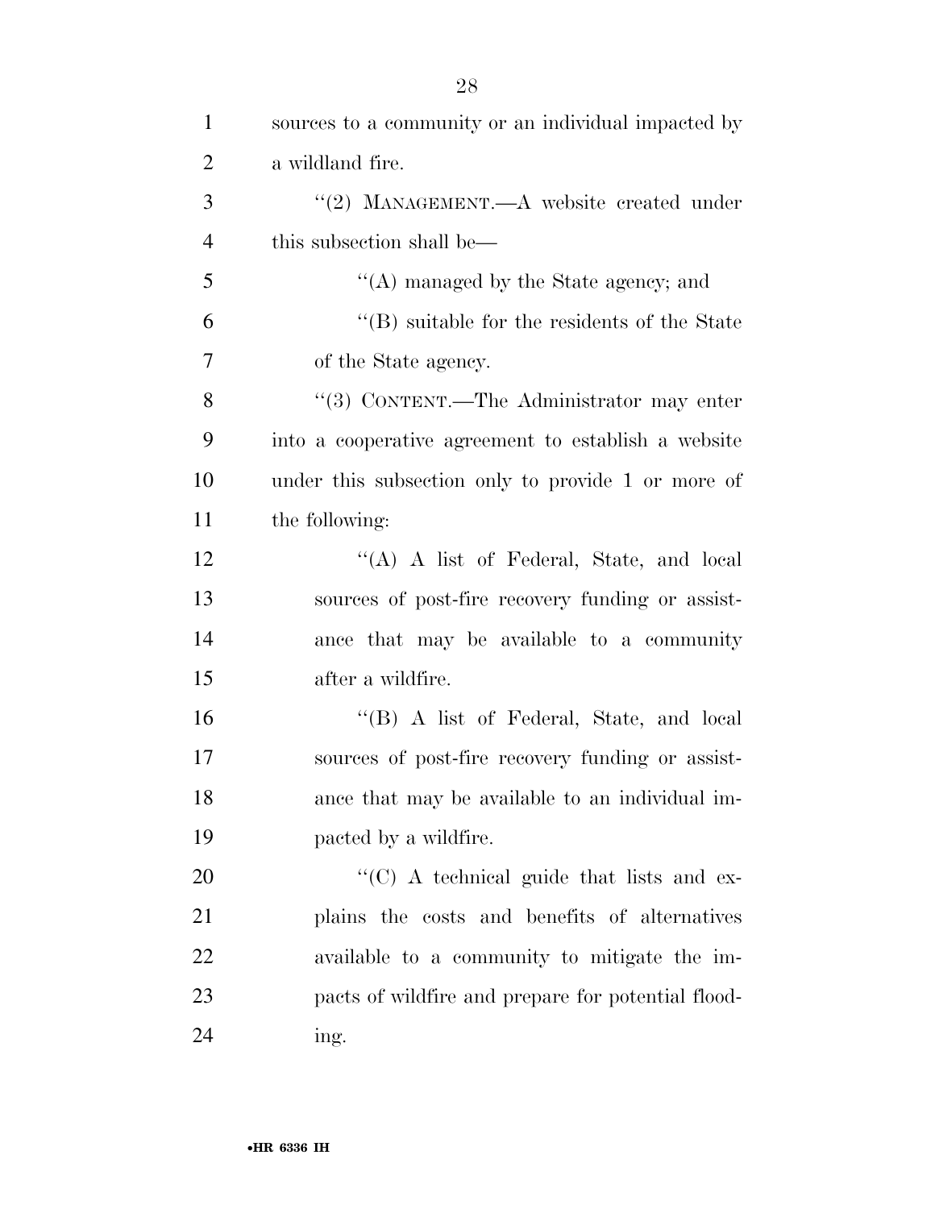sources to a community or an individual impacted by a wildland fire.

"(2) MANAGEMENT.—A website created under this subsection shall be—

"(A) managed by the State agency; and

"(B) suitable for the residents of the State of the State agency.

"(3) CONTENT.—The Administrator may enter into a cooperative agreement to establish a website under this subsection only to provide 1 or more of the following:

"(A) A list of Federal, State, and local sources of post-fire recovery funding or assistance that may be available to a community after a wildfire.

"(B) A list of Federal, State, and local sources of post-fire recovery funding or assistance that may be available to an individual impacted by a wildfire.

"(C) A technical guide that lists and explains the costs and benefits of alternatives available to a community to mitigate the impacts of wildfire and prepare for potential flooding.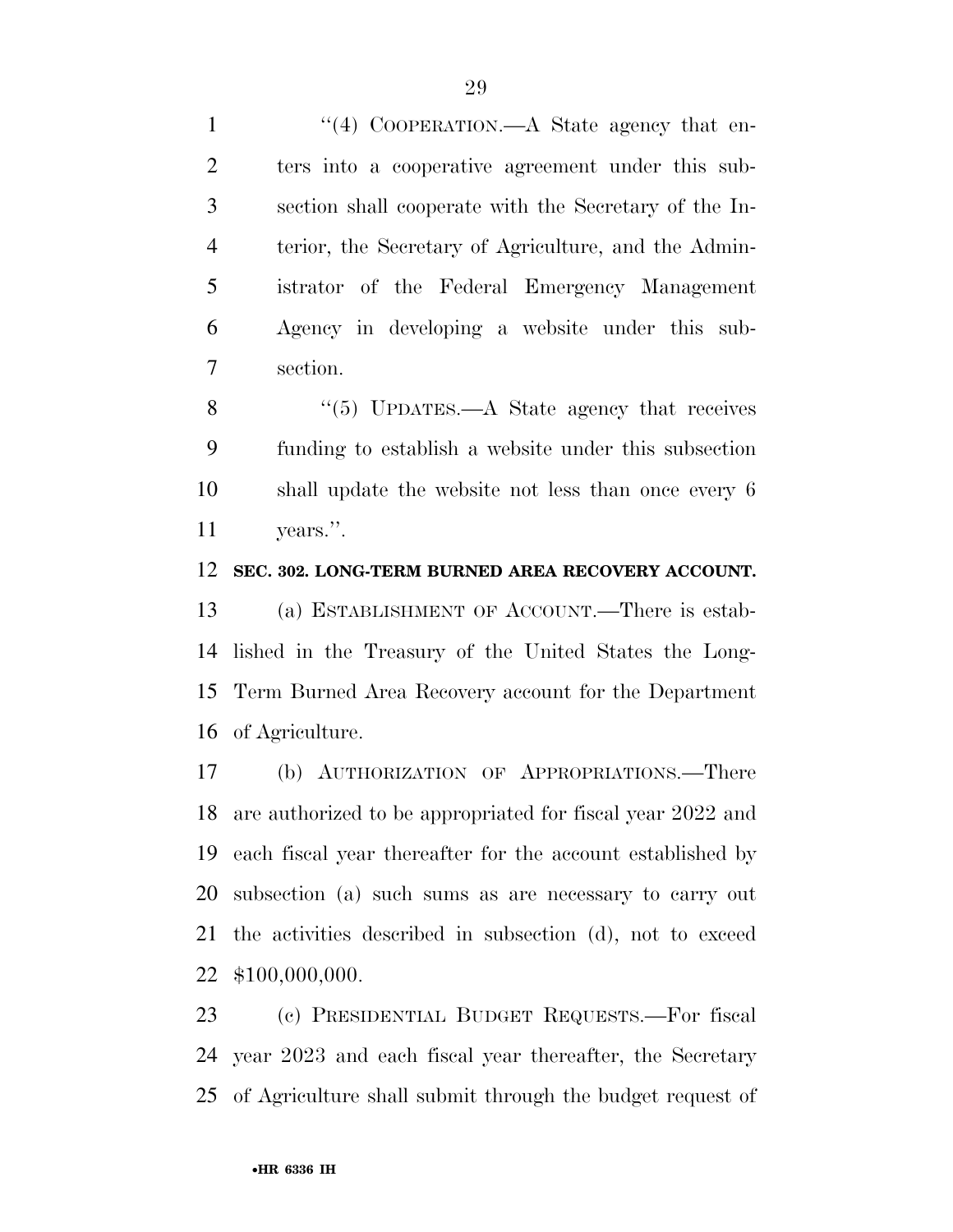"(4) COOPERATION.—A State agency that enters into a cooperative agreement under this subsection shall cooperate with the Secretary of the Interior, the Secretary of Agriculture, and the Administrator of the Federal Emergency Management Agency in developing a website under this subsection.

"(5) UPDATES.—A State agency that receives funding to establish a website under this subsection shall update the website not less than once every 6 years.".

**SEC. 302. LONG-TERM BURNED AREA RECOVERY ACCOUNT.**

(a) ESTABLISHMENT OF ACCOUNT.—There is established in the Treasury of the United States the Long-Term Burned Area Recovery account for the Department of Agriculture.

(b) AUTHORIZATION OF APPROPRIATIONS.—There are authorized to be appropriated for fiscal year 2022 and each fiscal year thereafter for the account established by subsection (a) such sums as are necessary to carry out the activities described in subsection (d), not to exceed $100,000,000.

(c) PRESIDENTIAL BUDGET REQUESTS.—For fiscal year 2023 and each fiscal year thereafter, the Secretary of Agriculture shall submit through the budget request of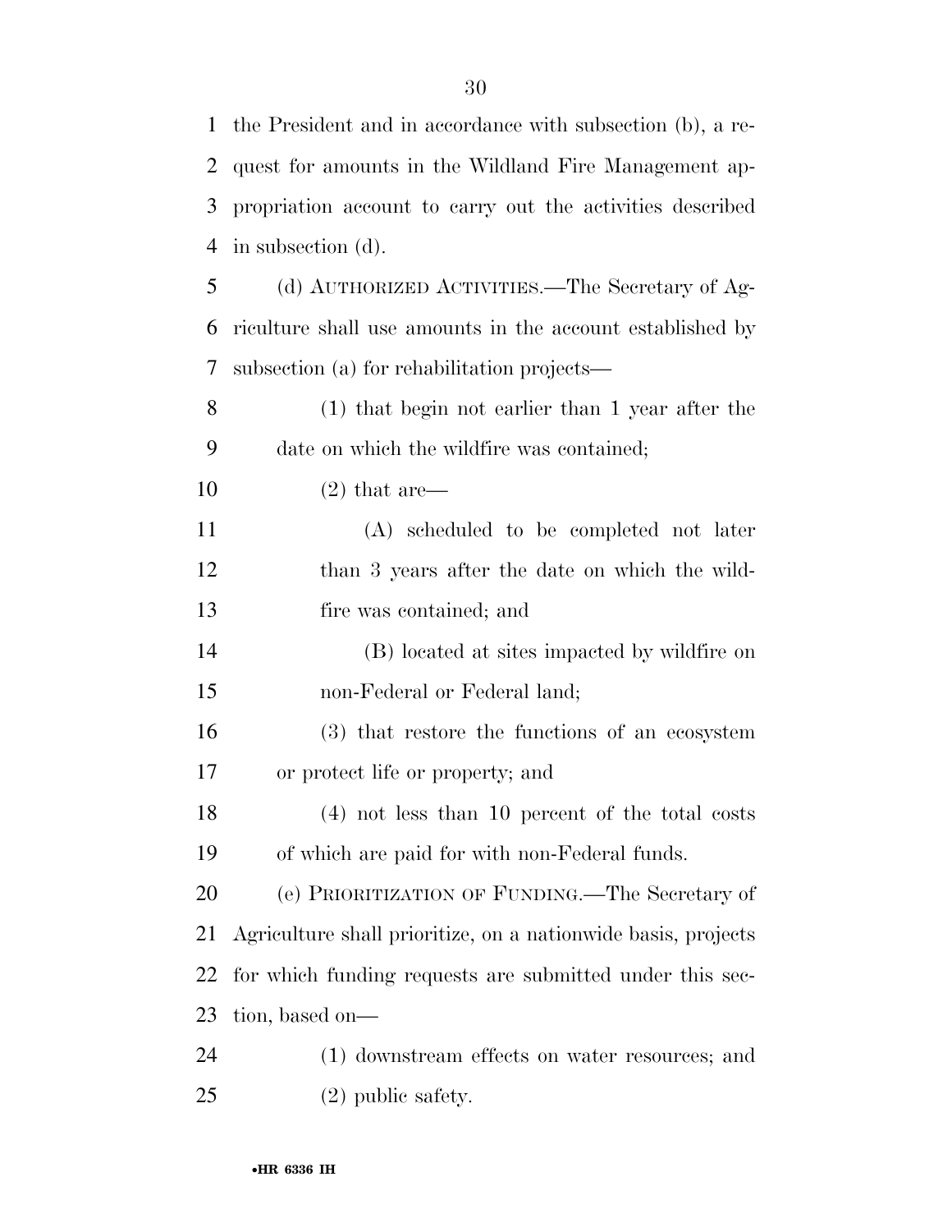the President and in accordance with subsection (b), a request for amounts in the Wildland Fire Management appropriation account to carry out the activities described in subsection (d).

(d) AUTHORIZED ACTIVITIES.—The Secretary of Agriculture shall use amounts in the account established by subsection (a) for rehabilitation projects—

(1) that begin not earlier than 1 year after the date on which the wildfire was contained;

(2) that are—

(A) scheduled to be completed not later than 3 years after the date on which the wildfire was contained; and

(B) located at sites impacted by wildfire on non-Federal or Federal land;

(3) that restore the functions of an ecosystem or protect life or property; and

(4) not less than 10 percent of the total costs of which are paid for with non-Federal funds.

(e) PRIORITIZATION OF FUNDING.—The Secretary of Agriculture shall prioritize, on a nationwide basis, projects for which funding requests are submitted under this section, based on—

(1) downstream effects on water resources; and

(2) public safety.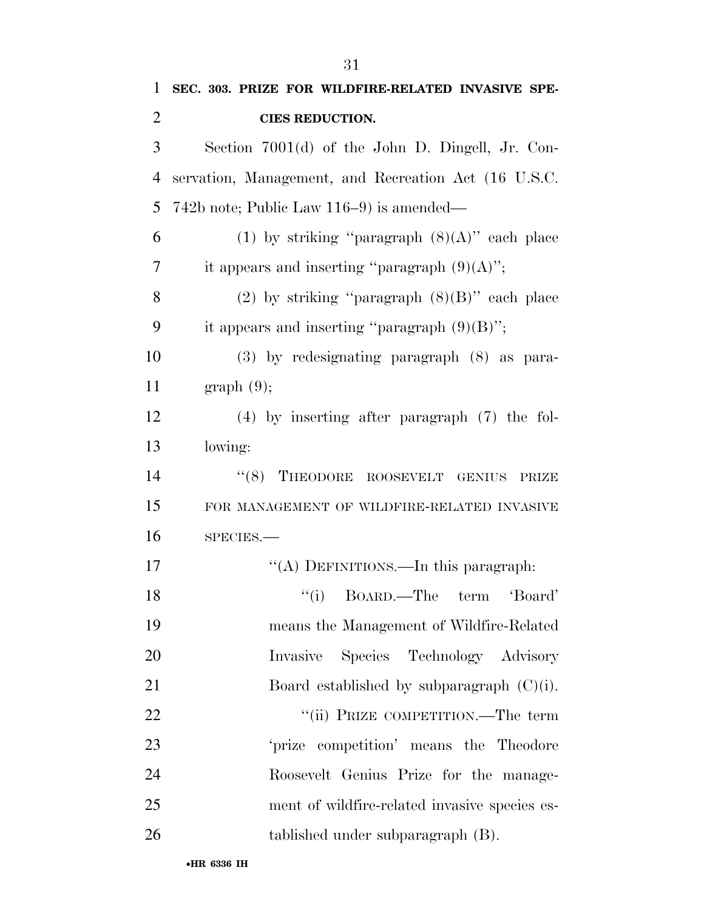**SEC. 303. PRIZE FOR WILDFIRE-RELATED INVASIVE SPECIES REDUCTION.**

Section 7001(d) of the John D. Dingell, Jr. Conservation, Management, and Recreation Act (16 U.S.C. 742b note; Public Law 116–9) is amended—

(1) by striking ''paragraph (8)(A)'' each place it appears and inserting ''paragraph (9)(A)'';

(2) by striking ''paragraph (8)(B)'' each place it appears and inserting ''paragraph (9)(B)'';

(3) by redesignating paragraph (8) as paragraph (9);

(4) by inserting after paragraph (7) the following:

''(8) THEODORE ROOSEVELT GENIUS PRIZE FOR MANAGEMENT OF WILDFIRE-RELATED INVASIVE SPECIES.—

''(A) DEFINITIONS.—In this paragraph:

''(i) BOARD.—The term 'Board' means the Management of Wildfire-Related Invasive Species Technology Advisory Board established by subparagraph (C)(i).

''(ii) PRIZE COMPETITION.—The term 'prize competition' means the Theodore Roosevelt Genius Prize for the management of wildfire-related invasive species established under subparagraph (B).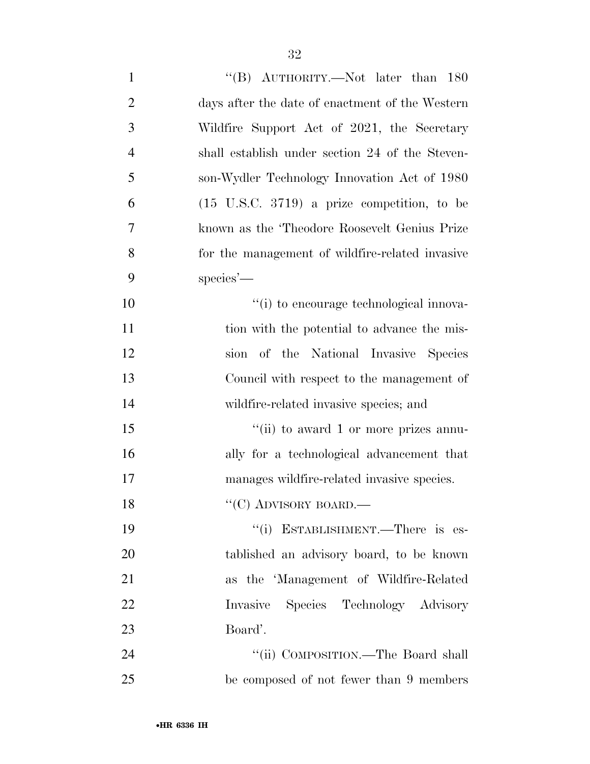"(B) AUTHORITY.—Not later than 180 days after the date of enactment of the Western Wildfire Support Act of 2021, the Secretary shall establish under section 24 of the Stevenson-Wydler Technology Innovation Act of 1980 (15 U.S.C. 3719) a prize competition, to be known as the 'Theodore Roosevelt Genius Prize for the management of wildfire-related invasive species'—

"(i) to encourage technological innovation with the potential to advance the mission of the National Invasive Species Council with respect to the management of wildfire-related invasive species; and

"(ii) to award 1 or more prizes annually for a technological advancement that manages wildfire-related invasive species.

"(C) ADVISORY BOARD.—

"(i) ESTABLISHMENT.—There is established an advisory board, to be known as the 'Management of Wildfire-Related Invasive Species Technology Advisory Board'.

"(ii) COMPOSITION.—The Board shall be composed of not fewer than 9 members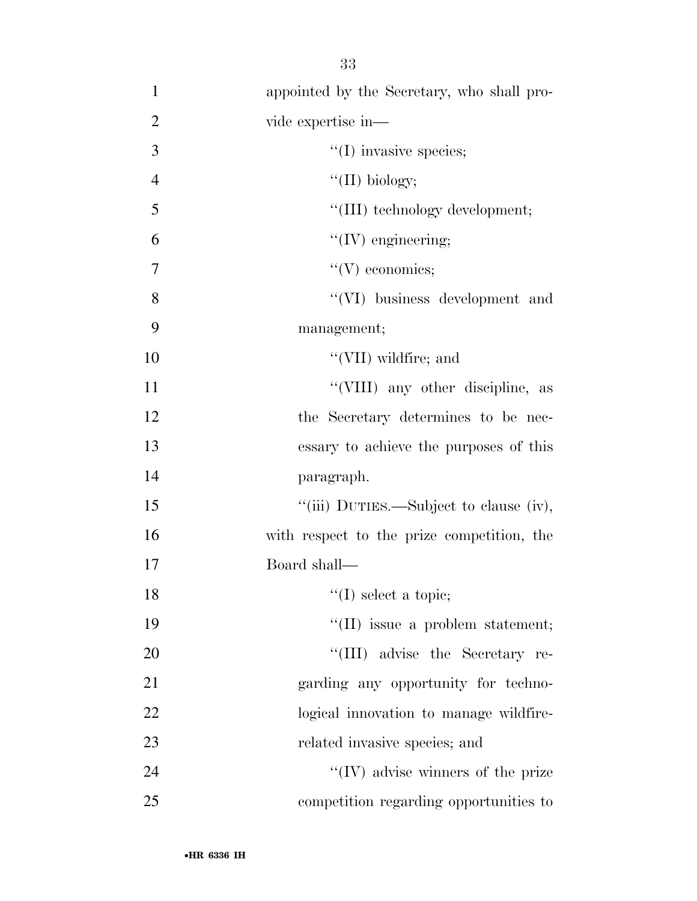appointed by the Secretary, who shall provide expertise in—

''(I) invasive species;

''(II) biology;

''(III) technology development;

''(IV) engineering;

''(V) economics;

''(VI) business development and management;

''(VII) wildfire; and

''(VIII) any other discipline, as the Secretary determines to be necessary to achieve the purposes of this paragraph.

''(iii) DUTIES.—Subject to clause (iv), with respect to the prize competition, the Board shall—

''(I) select a topic;

''(II) issue a problem statement;

''(III) advise the Secretary regarding any opportunity for technological innovation to manage wildfire-related invasive species; and

''(IV) advise winners of the prize competition regarding opportunities to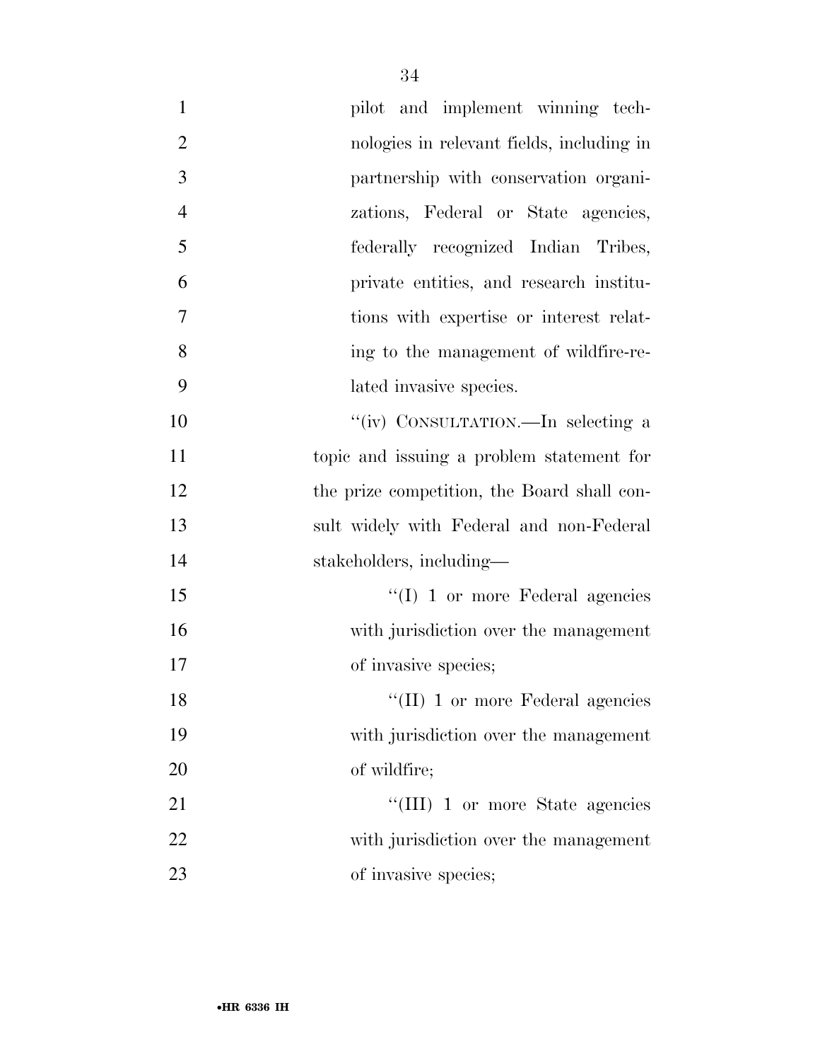pilot and implement winning technologies in relevant fields, including in partnership with conservation organizations, Federal or State agencies, federally recognized Indian Tribes, private entities, and research institutions with expertise or interest relating to the management of wildfire-related invasive species.

"(iv) CONSULTATION.—In selecting a topic and issuing a problem statement for the prize competition, the Board shall consult widely with Federal and non-Federal stakeholders, including—

"(I) 1 or more Federal agencies with jurisdiction over the management of invasive species;

"(II) 1 or more Federal agencies with jurisdiction over the management of wildfire;

"(III) 1 or more State agencies with jurisdiction over the management of invasive species;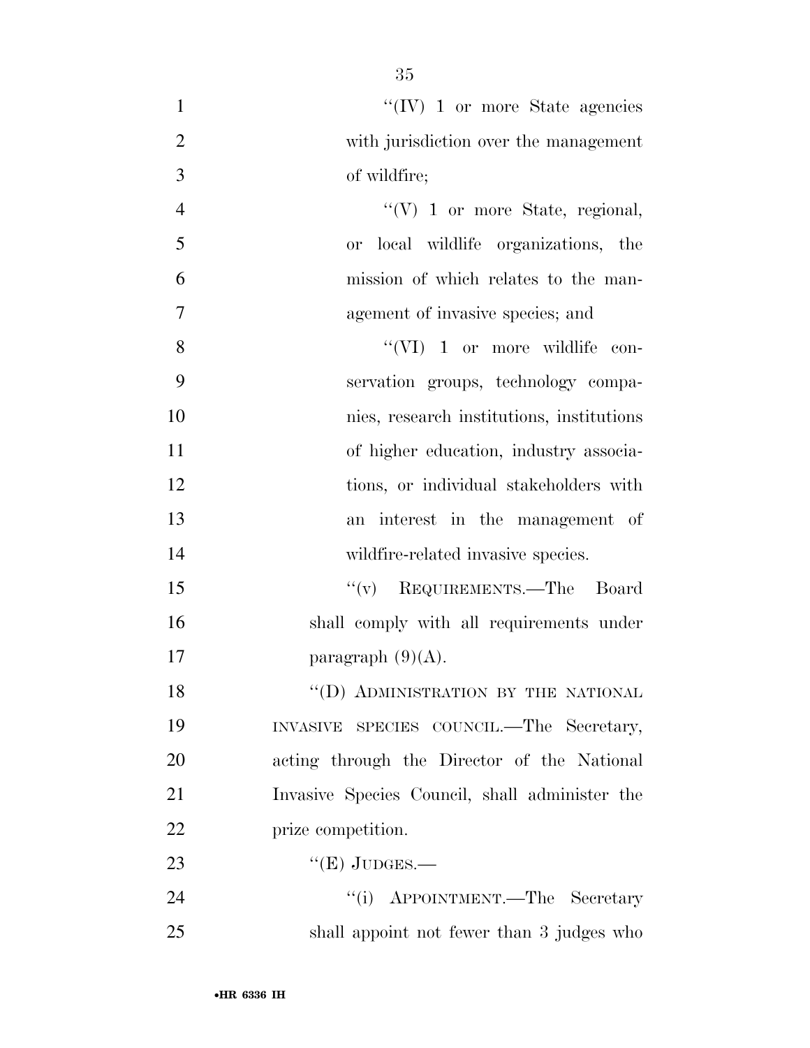"(IV) 1 or more State agencies with jurisdiction over the management of wildfire;

"(V) 1 or more State, regional, or local wildlife organizations, the mission of which relates to the management of invasive species; and

"(VI) 1 or more wildlife conservation groups, technology companies, research institutions, institutions of higher education, industry associations, or individual stakeholders with an interest in the management of wildfire-related invasive species.

"(v) REQUIREMENTS.—The Board shall comply with all requirements under paragraph (9)(A).

"(D) ADMINISTRATION BY THE NATIONAL INVASIVE SPECIES COUNCIL.—The Secretary, acting through the Director of the National Invasive Species Council, shall administer the prize competition.

"(E) JUDGES.—

"(i) APPOINTMENT.—The Secretary shall appoint not fewer than 3 judges who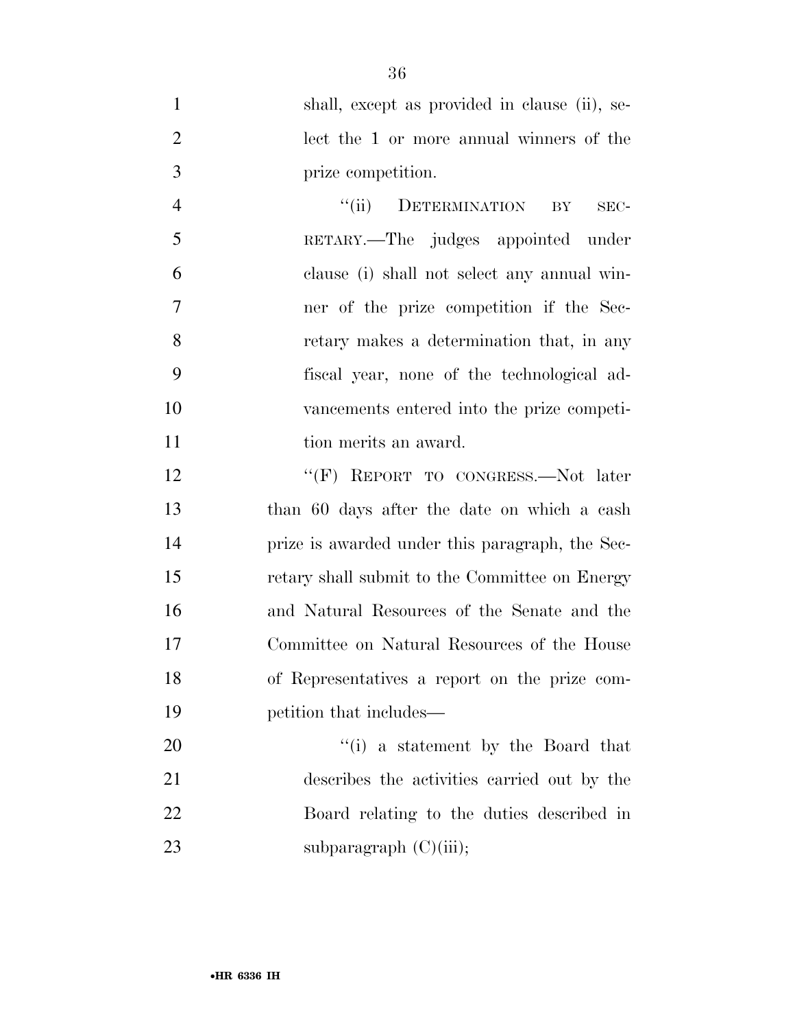shall, except as provided in clause (ii), select the 1 or more annual winners of the prize competition.

"(ii) DETERMINATION BY SECRETARY.—The judges appointed under clause (i) shall not select any annual winner of the prize competition if the Secretary makes a determination that, in any fiscal year, none of the technological advancements entered into the prize competition merits an award.

"(F) REPORT TO CONGRESS.—Not later than 60 days after the date on which a cash prize is awarded under this paragraph, the Secretary shall submit to the Committee on Energy and Natural Resources of the Senate and the Committee on Natural Resources of the House of Representatives a report on the prize competition that includes—

"(i) a statement by the Board that describes the activities carried out by the Board relating to the duties described in subparagraph (C)(iii);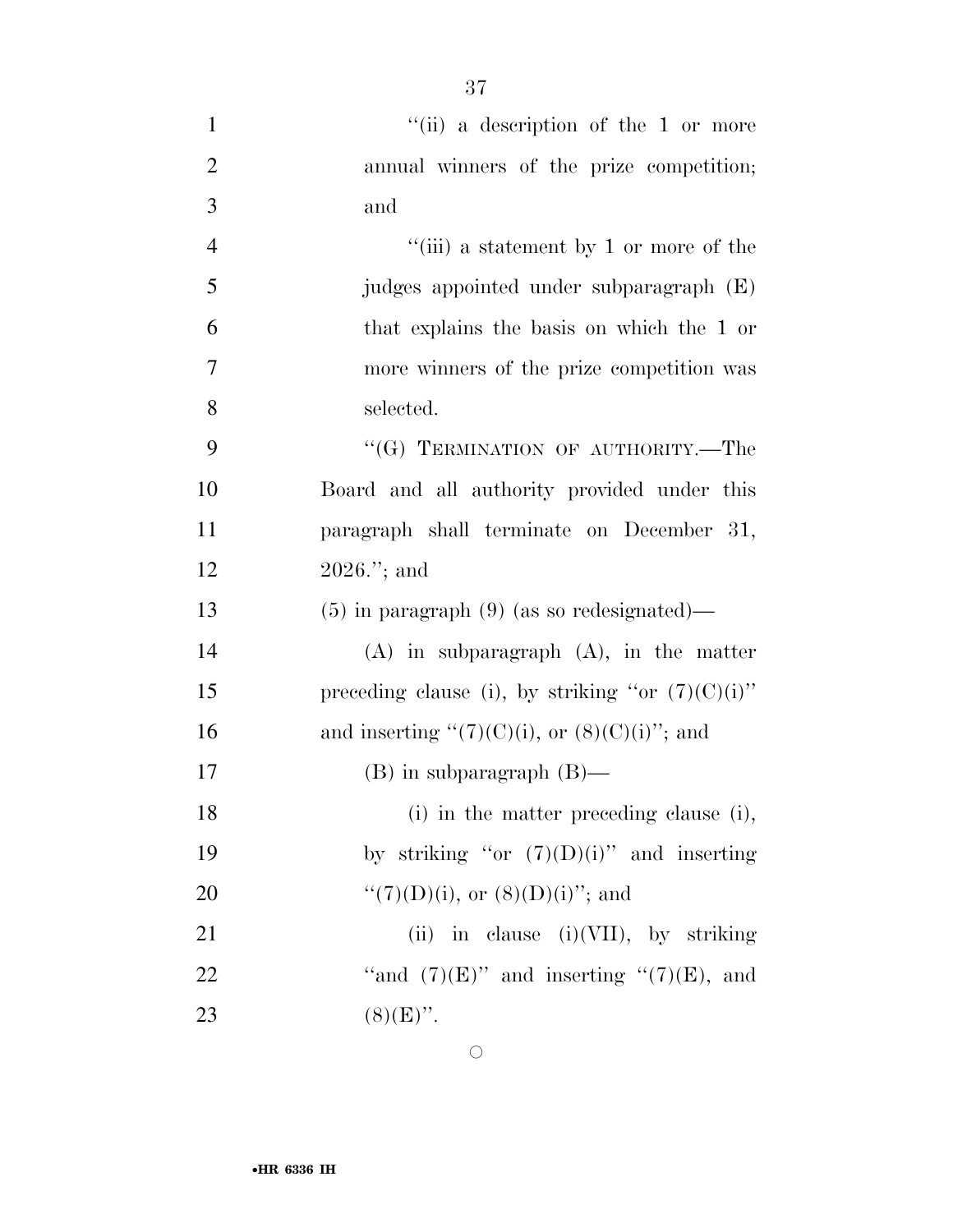"(ii) a description of the 1 or more annual winners of the prize competition; and

"(iii) a statement by 1 or more of the judges appointed under subparagraph (E) that explains the basis on which the 1 or more winners of the prize competition was selected.

"(G) TERMINATION OF AUTHORITY.—The Board and all authority provided under this paragraph shall terminate on December 31, 2026."; and

(5) in paragraph (9) (as so redesignated)—

(A) in subparagraph (A), in the matter preceding clause (i), by striking "or (7)(C)(i)" and inserting "(7)(C)(i), or (8)(C)(i)"; and

(B) in subparagraph (B)—

(i) in the matter preceding clause (i), by striking "or (7)(D)(i)" and inserting "(7)(D)(i), or (8)(D)(i)"; and

(ii) in clause (i)(VII), by striking "and (7)(E)" and inserting "(7)(E), and (8)(E)".

○